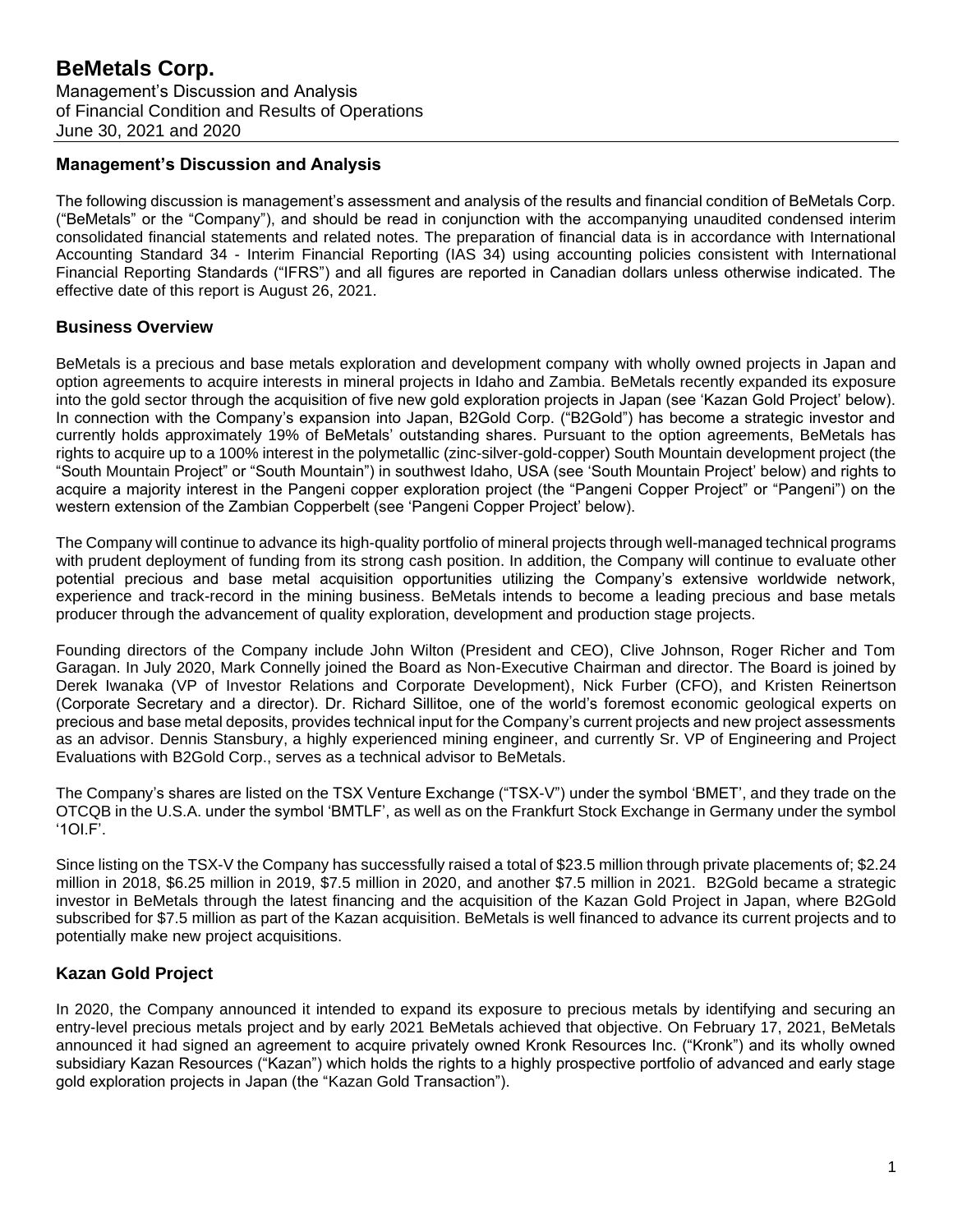# BeMetals Corp.

Management's Discussion and Analysis
of Financial Condition and Results of Operations
June 30, 2021 and 2020

## Management's Discussion and Analysis

The following discussion is management's assessment and analysis of the results and financial condition of BeMetals Corp. ("BeMetals" or the "Company"), and should be read in conjunction with the accompanying unaudited condensed interim consolidated financial statements and related notes. The preparation of financial data is in accordance with International Accounting Standard 34 - Interim Financial Reporting (IAS 34) using accounting policies consistent with International Financial Reporting Standards ("IFRS") and all figures are reported in Canadian dollars unless otherwise indicated. The effective date of this report is August 26, 2021.

## Business Overview

BeMetals is a precious and base metals exploration and development company with wholly owned projects in Japan and option agreements to acquire interests in mineral projects in Idaho and Zambia. BeMetals recently expanded its exposure into the gold sector through the acquisition of five new gold exploration projects in Japan (see 'Kazan Gold Project' below). In connection with the Company's expansion into Japan, B2Gold Corp. ("B2Gold") has become a strategic investor and currently holds approximately 19% of BeMetals' outstanding shares. Pursuant to the option agreements, BeMetals has rights to acquire up to a 100% interest in the polymetallic (zinc-silver-gold-copper) South Mountain development project (the "South Mountain Project" or "South Mountain") in southwest Idaho, USA (see 'South Mountain Project' below) and rights to acquire a majority interest in the Pangeni copper exploration project (the "Pangeni Copper Project" or "Pangeni") on the western extension of the Zambian Copperbelt (see 'Pangeni Copper Project' below).

The Company will continue to advance its high-quality portfolio of mineral projects through well-managed technical programs with prudent deployment of funding from its strong cash position. In addition, the Company will continue to evaluate other potential precious and base metal acquisition opportunities utilizing the Company's extensive worldwide network, experience and track-record in the mining business. BeMetals intends to become a leading precious and base metals producer through the advancement of quality exploration, development and production stage projects.

Founding directors of the Company include John Wilton (President and CEO), Clive Johnson, Roger Richer and Tom Garagan. In July 2020, Mark Connelly joined the Board as Non-Executive Chairman and director. The Board is joined by Derek Iwanaka (VP of Investor Relations and Corporate Development), Nick Furber (CFO), and Kristen Reinertson (Corporate Secretary and a director). Dr. Richard Sillitoe, one of the world's foremost economic geological experts on precious and base metal deposits, provides technical input for the Company's current projects and new project assessments as an advisor. Dennis Stansbury, a highly experienced mining engineer, and currently Sr. VP of Engineering and Project Evaluations with B2Gold Corp., serves as a technical advisor to BeMetals.

The Company's shares are listed on the TSX Venture Exchange ("TSX-V") under the symbol 'BMET', and they trade on the OTCQB in the U.S.A. under the symbol 'BMTLF', as well as on the Frankfurt Stock Exchange in Germany under the symbol '1OI.F'.

Since listing on the TSX-V the Company has successfully raised a total of $23.5 million through private placements of; $2.24 million in 2018, $6.25 million in 2019, $7.5 million in 2020, and another $7.5 million in 2021. B2Gold became a strategic investor in BeMetals through the latest financing and the acquisition of the Kazan Gold Project in Japan, where B2Gold subscribed for $7.5 million as part of the Kazan acquisition. BeMetals is well financed to advance its current projects and to potentially make new project acquisitions.

## Kazan Gold Project

In 2020, the Company announced it intended to expand its exposure to precious metals by identifying and securing an entry-level precious metals project and by early 2021 BeMetals achieved that objective. On February 17, 2021, BeMetals announced it had signed an agreement to acquire privately owned Kronk Resources Inc. ("Kronk") and its wholly owned subsidiary Kazan Resources ("Kazan") which holds the rights to a highly prospective portfolio of advanced and early stage gold exploration projects in Japan (the "Kazan Gold Transaction").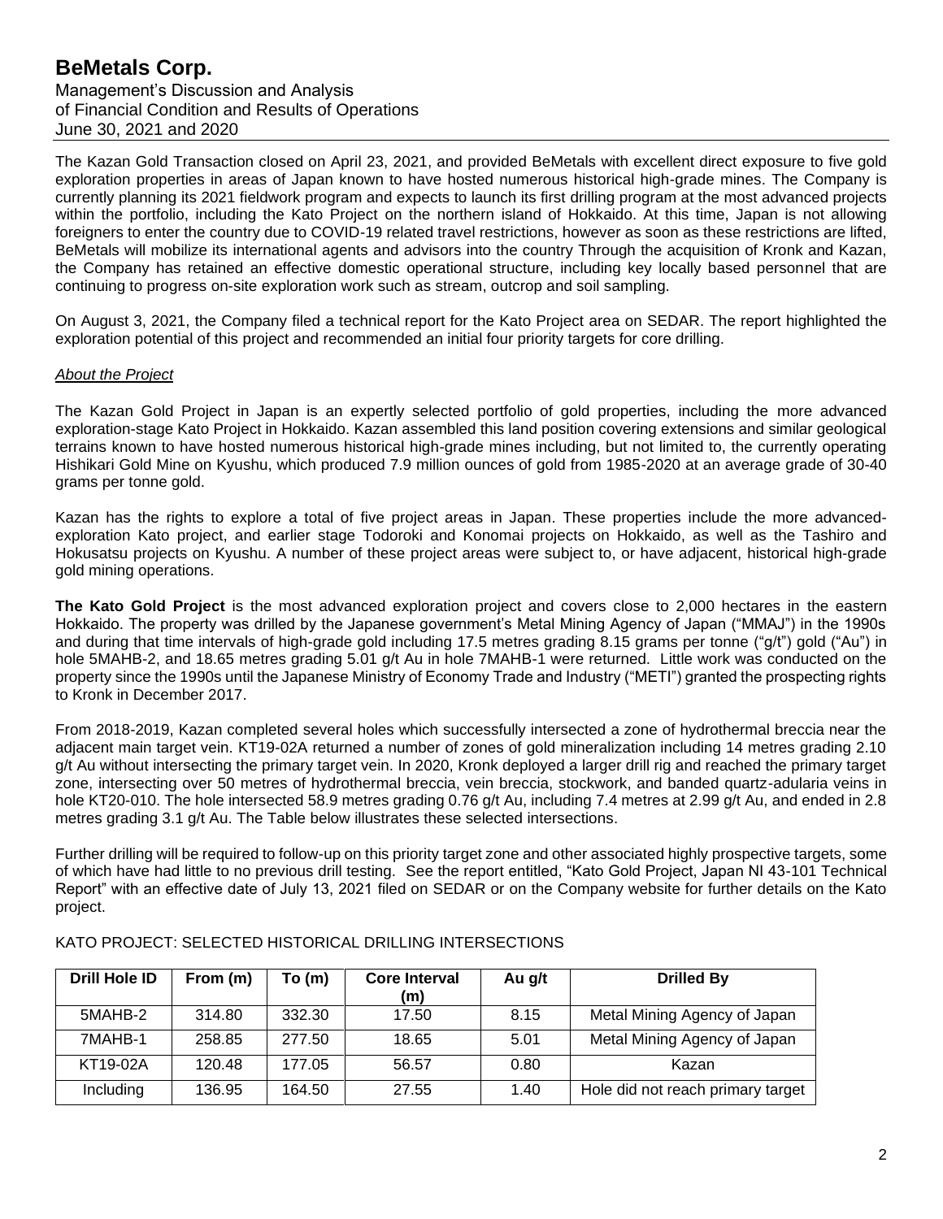The Kazan Gold Transaction closed on April 23, 2021, and provided BeMetals with excellent direct exposure to five gold exploration properties in areas of Japan known to have hosted numerous historical high-grade mines. The Company is currently planning its 2021 fieldwork program and expects to launch its first drilling program at the most advanced projects within the portfolio, including the Kato Project on the northern island of Hokkaido. At this time, Japan is not allowing foreigners to enter the country due to COVID-19 related travel restrictions, however as soon as these restrictions are lifted, BeMetals will mobilize its international agents and advisors into the country Through the acquisition of Kronk and Kazan, the Company has retained an effective domestic operational structure, including key locally based personnel that are continuing to progress on-site exploration work such as stream, outcrop and soil sampling.

On August 3, 2021, the Company filed a technical report for the Kato Project area on SEDAR. The report highlighted the exploration potential of this project and recommended an initial four priority targets for core drilling.

*About the Project*

The Kazan Gold Project in Japan is an expertly selected portfolio of gold properties, including the more advanced exploration-stage Kato Project in Hokkaido. Kazan assembled this land position covering extensions and similar geological terrains known to have hosted numerous historical high-grade mines including, but not limited to, the currently operating Hishikari Gold Mine on Kyushu, which produced 7.9 million ounces of gold from 1985-2020 at an average grade of 30-40 grams per tonne gold.

Kazan has the rights to explore a total of five project areas in Japan. These properties include the more advanced-exploration Kato project, and earlier stage Todoroki and Konomai projects on Hokkaido, as well as the Tashiro and Hokusatsu projects on Kyushu. A number of these project areas were subject to, or have adjacent, historical high-grade gold mining operations.

**The Kato Gold Project** is the most advanced exploration project and covers close to 2,000 hectares in the eastern Hokkaido. The property was drilled by the Japanese government's Metal Mining Agency of Japan ("MMAJ") in the 1990s and during that time intervals of high-grade gold including 17.5 metres grading 8.15 grams per tonne ("g/t") gold ("Au") in hole 5MAHB-2, and 18.65 metres grading 5.01 g/t Au in hole 7MAHB-1 were returned. Little work was conducted on the property since the 1990s until the Japanese Ministry of Economy Trade and Industry ("METI") granted the prospecting rights to Kronk in December 2017.

From 2018-2019, Kazan completed several holes which successfully intersected a zone of hydrothermal breccia near the adjacent main target vein. KT19-02A returned a number of zones of gold mineralization including 14 metres grading 2.10 g/t Au without intersecting the primary target vein. In 2020, Kronk deployed a larger drill rig and reached the primary target zone, intersecting over 50 metres of hydrothermal breccia, vein breccia, stockwork, and banded quartz-adularia veins in hole KT20-010. The hole intersected 58.9 metres grading 0.76 g/t Au, including 7.4 metres at 2.99 g/t Au, and ended in 2.8 metres grading 3.1 g/t Au. The Table below illustrates these selected intersections.

Further drilling will be required to follow-up on this priority target zone and other associated highly prospective targets, some of which have had little to no previous drill testing. See the report entitled, "Kato Gold Project, Japan NI 43-101 Technical Report" with an effective date of July 13, 2021 filed on SEDAR or on the Company website for further details on the Kato project.

KATO PROJECT: SELECTED HISTORICAL DRILLING INTERSECTIONS

| Drill Hole ID | From (m) | To (m) | Core Interval (m) | Au g/t | Drilled By |
|---|---|---|---|---|---|
| 5MAHB-2 | 314.80 | 332.30 | 17.50 | 8.15 | Metal Mining Agency of Japan |
| 7MAHB-1 | 258.85 | 277.50 | 18.65 | 5.01 | Metal Mining Agency of Japan |
| KT19-02A | 120.48 | 177.05 | 56.57 | 0.80 | Kazan |
| Including | 136.95 | 164.50 | 27.55 | 1.40 | Hole did not reach primary target |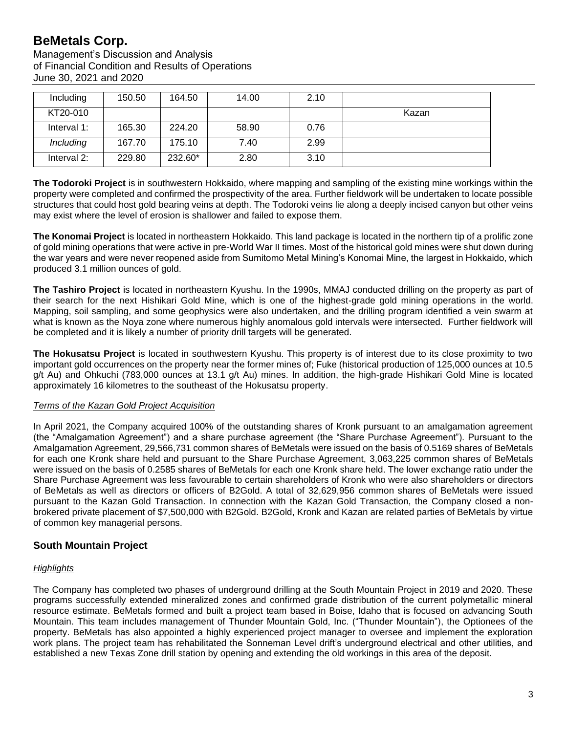| Including | 150.50 | 164.50 | 14.00 | 2.10 | |
|---|---|---|---|---|---|
| KT20-010 | | | | | Kazan |
| Interval 1: | 165.30 | 224.20 | 58.90 | 0.76 | |
| *Including* | 167.70 | 175.10 | 7.40 | 2.99 | |
| Interval 2: | 229.80 | 232.60* | 2.80 | 3.10 | |

**The Todoroki Project** is in southwestern Hokkaido, where mapping and sampling of the existing mine workings within the property were completed and confirmed the prospectivity of the area. Further fieldwork will be undertaken to locate possible structures that could host gold bearing veins at depth. The Todoroki veins lie along a deeply incised canyon but other veins may exist where the level of erosion is shallower and failed to expose them.

**The Konomai Project** is located in northeastern Hokkaido. This land package is located in the northern tip of a prolific zone of gold mining operations that were active in pre-World War II times. Most of the historical gold mines were shut down during the war years and were never reopened aside from Sumitomo Metal Mining's Konomai Mine, the largest in Hokkaido, which produced 3.1 million ounces of gold.

**The Tashiro Project** is located in northeastern Kyushu. In the 1990s, MMAJ conducted drilling on the property as part of their search for the next Hishikari Gold Mine, which is one of the highest-grade gold mining operations in the world. Mapping, soil sampling, and some geophysics were also undertaken, and the drilling program identified a vein swarm at what is known as the Noya zone where numerous highly anomalous gold intervals were intersected. Further fieldwork will be completed and it is likely a number of priority drill targets will be generated.

**The Hokusatsu Project** is located in southwestern Kyushu. This property is of interest due to its close proximity to two important gold occurrences on the property near the former mines of; Fuke (historical production of 125,000 ounces at 10.5 g/t Au) and Ohkuchi (783,000 ounces at 13.1 g/t Au) mines. In addition, the high-grade Hishikari Gold Mine is located approximately 16 kilometres to the southeast of the Hokusatsu property.

*Terms of the Kazan Gold Project Acquisition*

In April 2021, the Company acquired 100% of the outstanding shares of Kronk pursuant to an amalgamation agreement (the "Amalgamation Agreement") and a share purchase agreement (the "Share Purchase Agreement"). Pursuant to the Amalgamation Agreement, 29,566,731 common shares of BeMetals were issued on the basis of 0.5169 shares of BeMetals for each one Kronk share held and pursuant to the Share Purchase Agreement, 3,063,225 common shares of BeMetals were issued on the basis of 0.2585 shares of BeMetals for each one Kronk share held. The lower exchange ratio under the Share Purchase Agreement was less favourable to certain shareholders of Kronk who were also shareholders or directors of BeMetals as well as directors or officers of B2Gold. A total of 32,629,956 common shares of BeMetals were issued pursuant to the Kazan Gold Transaction. In connection with the Kazan Gold Transaction, the Company closed a non-brokered private placement of $7,500,000 with B2Gold. B2Gold, Kronk and Kazan are related parties of BeMetals by virtue of common key managerial persons.

## South Mountain Project

*Highlights*

The Company has completed two phases of underground drilling at the South Mountain Project in 2019 and 2020. These programs successfully extended mineralized zones and confirmed grade distribution of the current polymetallic mineral resource estimate. BeMetals formed and built a project team based in Boise, Idaho that is focused on advancing South Mountain. This team includes management of Thunder Mountain Gold, Inc. ("Thunder Mountain"), the Optionees of the property. BeMetals has also appointed a highly experienced project manager to oversee and implement the exploration work plans. The project team has rehabilitated the Sonneman Level drift's underground electrical and other utilities, and established a new Texas Zone drill station by opening and extending the old workings in this area of the deposit.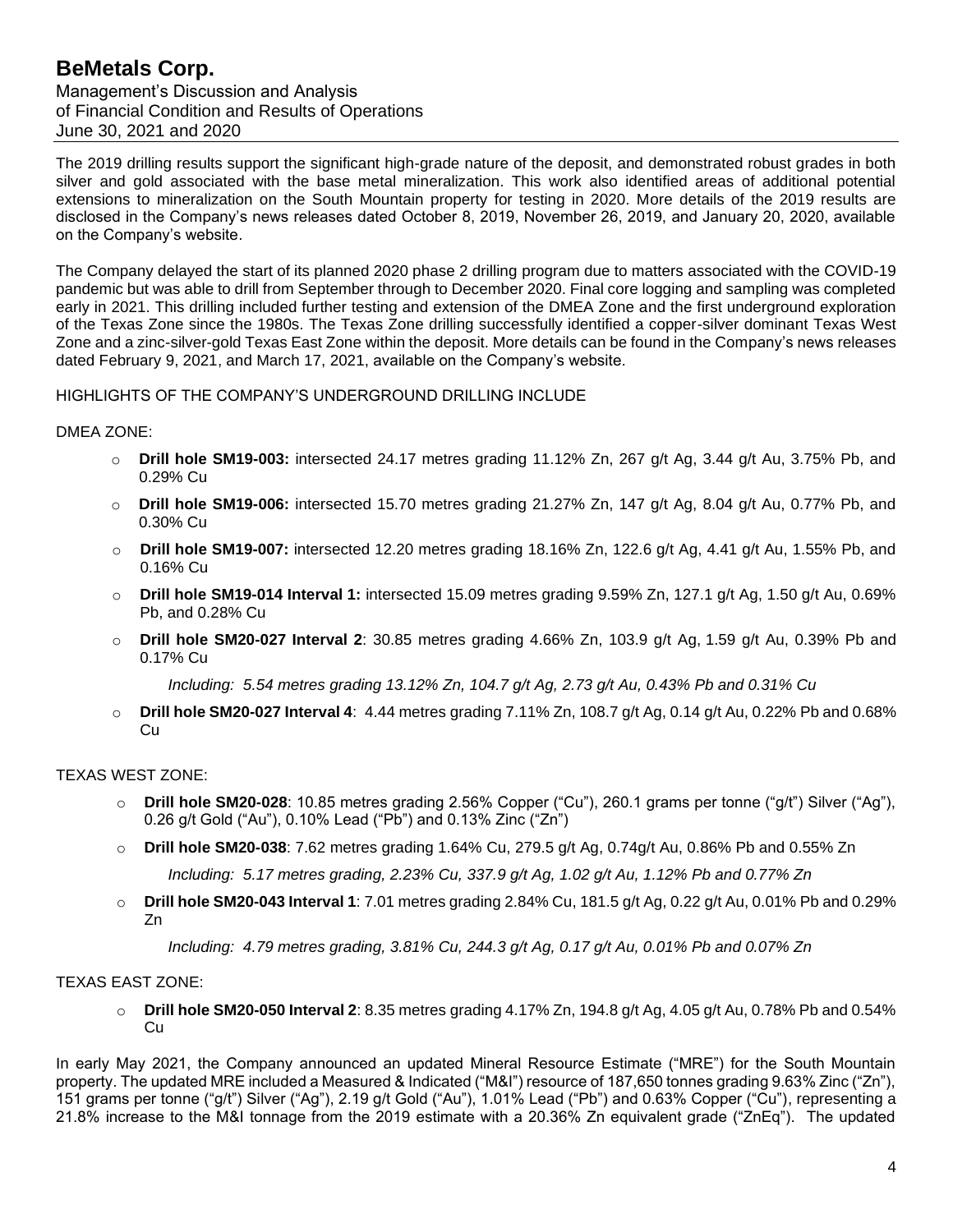The 2019 drilling results support the significant high-grade nature of the deposit, and demonstrated robust grades in both silver and gold associated with the base metal mineralization. This work also identified areas of additional potential extensions to mineralization on the South Mountain property for testing in 2020. More details of the 2019 results are disclosed in the Company's news releases dated October 8, 2019, November 26, 2019, and January 20, 2020, available on the Company's website.

The Company delayed the start of its planned 2020 phase 2 drilling program due to matters associated with the COVID-19 pandemic but was able to drill from September through to December 2020. Final core logging and sampling was completed early in 2021. This drilling included further testing and extension of the DMEA Zone and the first underground exploration of the Texas Zone since the 1980s. The Texas Zone drilling successfully identified a copper-silver dominant Texas West Zone and a zinc-silver-gold Texas East Zone within the deposit. More details can be found in the Company's news releases dated February 9, 2021, and March 17, 2021, available on the Company's website.

HIGHLIGHTS OF THE COMPANY'S UNDERGROUND DRILLING INCLUDE

DMEA ZONE:

- **Drill hole SM19-003:** intersected 24.17 metres grading 11.12% Zn, 267 g/t Ag, 3.44 g/t Au, 3.75% Pb, and 0.29% Cu
- **Drill hole SM19-006:** intersected 15.70 metres grading 21.27% Zn, 147 g/t Ag, 8.04 g/t Au, 0.77% Pb, and 0.30% Cu
- **Drill hole SM19-007:** intersected 12.20 metres grading 18.16% Zn, 122.6 g/t Ag, 4.41 g/t Au, 1.55% Pb, and 0.16% Cu
- **Drill hole SM19-014 Interval 1:** intersected 15.09 metres grading 9.59% Zn, 127.1 g/t Ag, 1.50 g/t Au, 0.69% Pb, and 0.28% Cu
- **Drill hole SM20-027 Interval 2**: 30.85 metres grading 4.66% Zn, 103.9 g/t Ag, 1.59 g/t Au, 0.39% Pb and 0.17% Cu

  *Including: 5.54 metres grading 13.12% Zn, 104.7 g/t Ag, 2.73 g/t Au, 0.43% Pb and 0.31% Cu*
- **Drill hole SM20-027 Interval 4**: 4.44 metres grading 7.11% Zn, 108.7 g/t Ag, 0.14 g/t Au, 0.22% Pb and 0.68% Cu

TEXAS WEST ZONE:

- **Drill hole SM20-028**: 10.85 metres grading 2.56% Copper ("Cu"), 260.1 grams per tonne ("g/t") Silver ("Ag"), 0.26 g/t Gold ("Au"), 0.10% Lead ("Pb") and 0.13% Zinc ("Zn")
- **Drill hole SM20-038**: 7.62 metres grading 1.64% Cu, 279.5 g/t Ag, 0.74g/t Au, 0.86% Pb and 0.55% Zn

  *Including: 5.17 metres grading, 2.23% Cu, 337.9 g/t Ag, 1.02 g/t Au, 1.12% Pb and 0.77% Zn*
- **Drill hole SM20-043 Interval 1**: 7.01 metres grading 2.84% Cu, 181.5 g/t Ag, 0.22 g/t Au, 0.01% Pb and 0.29% Zn

  *Including: 4.79 metres grading, 3.81% Cu, 244.3 g/t Ag, 0.17 g/t Au, 0.01% Pb and 0.07% Zn*

TEXAS EAST ZONE:

- **Drill hole SM20-050 Interval 2**: 8.35 metres grading 4.17% Zn, 194.8 g/t Ag, 4.05 g/t Au, 0.78% Pb and 0.54% Cu

In early May 2021, the Company announced an updated Mineral Resource Estimate ("MRE") for the South Mountain property. The updated MRE included a Measured & Indicated ("M&I") resource of 187,650 tonnes grading 9.63% Zinc ("Zn"), 151 grams per tonne ("g/t") Silver ("Ag"), 2.19 g/t Gold ("Au"), 1.01% Lead ("Pb") and 0.63% Copper ("Cu"), representing a 21.8% increase to the M&I tonnage from the 2019 estimate with a 20.36% Zn equivalent grade ("ZnEq"). The updated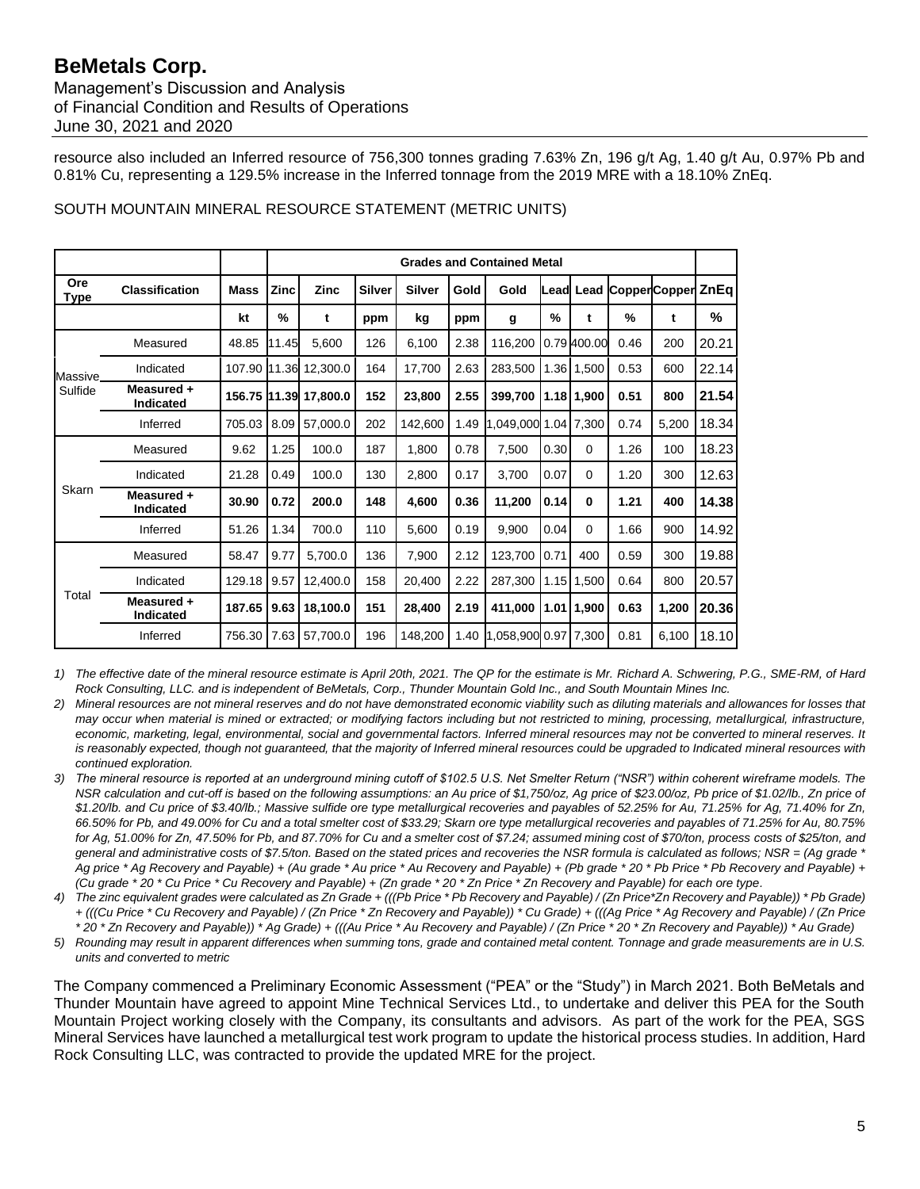resource also included an Inferred resource of 756,300 tonnes grading 7.63% Zn, 196 g/t Ag, 1.40 g/t Au, 0.97% Pb and 0.81% Cu, representing a 129.5% increase in the Inferred tonnage from the 2019 MRE with a 18.10% ZnEq.

SOUTH MOUNTAIN MINERAL RESOURCE STATEMENT (METRIC UNITS)

| | | | Grades and Contained Metal | | | | | | | | | | | |
|---|---|---|---|---|---|---|---|---|---|---|---|---|---|
| **Ore Type** | **Classification** | **Mass** | **Zinc** | **Zinc** | **Silver** | **Silver** | **Gold** | **Gold** | **Lead** | **Lead** | **Copper** | **Copper** | **ZnEq** |
| | | **kt** | **%** | **t** | **ppm** | **kg** | **ppm** | **g** | **%** | **t** | **%** | **t** | **%** |
| Massive Sulfide | Measured | 48.85 | 11.45 | 5,600 | 126 | 6,100 | 2.38 | 116,200 | 0.79 | 400.00 | 0.46 | 200 | 20.21 |
| | Indicated | 107.90 | 11.36 | 12,300.0 | 164 | 17,700 | 2.63 | 283,500 | 1.36 | 1,500 | 0.53 | 600 | 22.14 |
| | **Measured + Indicated** | **156.75** | **11.39** | **17,800.0** | **152** | **23,800** | **2.55** | **399,700** | **1.18** | **1,900** | **0.51** | **800** | **21.54** |
| | Inferred | 705.03 | 8.09 | 57,000.0 | 202 | 142,600 | 1.49 | 1,049,000 | 1.04 | 7,300 | 0.74 | 5,200 | 18.34 |
| Skarn | Measured | 9.62 | 1.25 | 100.0 | 187 | 1,800 | 0.78 | 7,500 | 0.30 | 0 | 1.26 | 100 | 18.23 |
| | Indicated | 21.28 | 0.49 | 100.0 | 130 | 2,800 | 0.17 | 3,700 | 0.07 | 0 | 1.20 | 300 | 12.63 |
| | **Measured + Indicated** | **30.90** | **0.72** | **200.0** | **148** | **4,600** | **0.36** | **11,200** | **0.14** | **0** | **1.21** | **400** | **14.38** |
| | Inferred | 51.26 | 1.34 | 700.0 | 110 | 5,600 | 0.19 | 9,900 | 0.04 | 0 | 1.66 | 900 | 14.92 |
| Total | Measured | 58.47 | 9.77 | 5,700.0 | 136 | 7,900 | 2.12 | 123,700 | 0.71 | 400 | 0.59 | 300 | 19.88 |
| | Indicated | 129.18 | 9.57 | 12,400.0 | 158 | 20,400 | 2.22 | 287,300 | 1.15 | 1,500 | 0.64 | 800 | 20.57 |
| | **Measured + Indicated** | **187.65** | **9.63** | **18,100.0** | **151** | **28,400** | **2.19** | **411,000** | **1.01** | **1,900** | **0.63** | **1,200** | **20.36** |
| | Inferred | 756.30 | 7.63 | 57,700.0 | 196 | 148,200 | 1.40 | 1,058,900 | 0.97 | 7,300 | 0.81 | 6,100 | 18.10 |

1) *The effective date of the mineral resource estimate is April 20th, 2021. The QP for the estimate is Mr. Richard A. Schwering, P.G., SME-RM, of Hard Rock Consulting, LLC. and is independent of BeMetals, Corp., Thunder Mountain Gold Inc., and South Mountain Mines Inc.*
2) *Mineral resources are not mineral reserves and do not have demonstrated economic viability such as diluting materials and allowances for losses that may occur when material is mined or extracted; or modifying factors including but not restricted to mining, processing, metallurgical, infrastructure, economic, marketing, legal, environmental, social and governmental factors. Inferred mineral resources may not be converted to mineral reserves. It is reasonably expected, though not guaranteed, that the majority of Inferred mineral resources could be upgraded to Indicated mineral resources with continued exploration.*
3) *The mineral resource is reported at an underground mining cutoff of $102.5 U.S. Net Smelter Return ("NSR") within coherent wireframe models. The NSR calculation and cut-off is based on the following assumptions: an Au price of $1,750/oz, Ag price of $23.00/oz, Pb price of $1.02/lb., Zn price of $1.20/lb. and Cu price of $3.40/lb.; Massive sulfide ore type metallurgical recoveries and payables of 52.25% for Au, 71.25% for Ag, 71.40% for Zn, 66.50% for Pb, and 49.00% for Cu and a total smelter cost of $33.29; Skarn ore type metallurgical recoveries and payables of 71.25% for Au, 80.75% for Ag, 51.00% for Zn, 47.50% for Pb, and 87.70% for Cu and a smelter cost of $7.24; assumed mining cost of $70/ton, process costs of $25/ton, and general and administrative costs of $7.5/ton. Based on the stated prices and recoveries the NSR formula is calculated as follows; NSR = (Ag grade * Ag price * Ag Recovery and Payable) + (Au grade * Au price * Au Recovery and Payable) + (Pb grade * 20 * Pb Price * Pb Recovery and Payable) + (Cu grade * 20 * Cu Price * Cu Recovery and Payable) + (Zn grade * 20 * Zn Price * Zn Recovery and Payable) for each ore type.*
4) *The zinc equivalent grades were calculated as Zn Grade + (((Pb Price * Pb Recovery and Payable) / (Zn Price*Zn Recovery and Payable)) * Pb Grade) + (((Cu Price * Cu Recovery and Payable) / (Zn Price * Zn Recovery and Payable)) * Cu Grade) + (((Ag Price * Ag Recovery and Payable) / (Zn Price * 20 * Zn Recovery and Payable)) * Ag Grade) + (((Au Price * Au Recovery and Payable) / (Zn Price * 20 * Zn Recovery and Payable)) * Au Grade)*
5) *Rounding may result in apparent differences when summing tons, grade and contained metal content. Tonnage and grade measurements are in U.S. units and converted to metric*

The Company commenced a Preliminary Economic Assessment ("PEA" or the "Study") in March 2021. Both BeMetals and Thunder Mountain have agreed to appoint Mine Technical Services Ltd., to undertake and deliver this PEA for the South Mountain Project working closely with the Company, its consultants and advisors. As part of the work for the PEA, SGS Mineral Services have launched a metallurgical test work program to update the historical process studies. In addition, Hard Rock Consulting LLC, was contracted to provide the updated MRE for the project.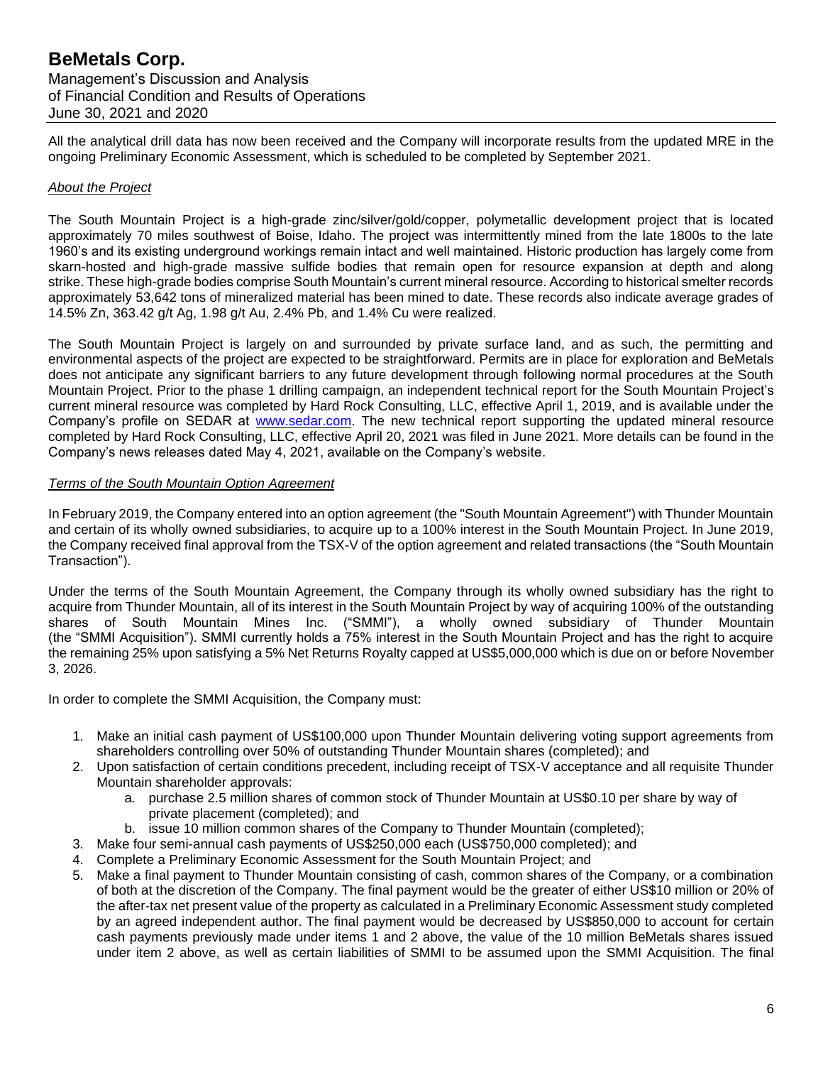All the analytical drill data has now been received and the Company will incorporate results from the updated MRE in the ongoing Preliminary Economic Assessment, which is scheduled to be completed by September 2021.

*About the Project*

The South Mountain Project is a high-grade zinc/silver/gold/copper, polymetallic development project that is located approximately 70 miles southwest of Boise, Idaho. The project was intermittently mined from the late 1800s to the late 1960's and its existing underground workings remain intact and well maintained. Historic production has largely come from skarn-hosted and high-grade massive sulfide bodies that remain open for resource expansion at depth and along strike. These high-grade bodies comprise South Mountain's current mineral resource. According to historical smelter records approximately 53,642 tons of mineralized material has been mined to date. These records also indicate average grades of 14.5% Zn, 363.42 g/t Ag, 1.98 g/t Au, 2.4% Pb, and 1.4% Cu were realized.

The South Mountain Project is largely on and surrounded by private surface land, and as such, the permitting and environmental aspects of the project are expected to be straightforward. Permits are in place for exploration and BeMetals does not anticipate any significant barriers to any future development through following normal procedures at the South Mountain Project. Prior to the phase 1 drilling campaign, an independent technical report for the South Mountain Project's current mineral resource was completed by Hard Rock Consulting, LLC, effective April 1, 2019, and is available under the Company's profile on SEDAR at www.sedar.com. The new technical report supporting the updated mineral resource completed by Hard Rock Consulting, LLC, effective April 20, 2021 was filed in June 2021. More details can be found in the Company's news releases dated May 4, 2021, available on the Company's website.

*Terms of the South Mountain Option Agreement*

In February 2019, the Company entered into an option agreement (the "South Mountain Agreement") with Thunder Mountain and certain of its wholly owned subsidiaries, to acquire up to a 100% interest in the South Mountain Project. In June 2019, the Company received final approval from the TSX-V of the option agreement and related transactions (the "South Mountain Transaction").

Under the terms of the South Mountain Agreement, the Company through its wholly owned subsidiary has the right to acquire from Thunder Mountain, all of its interest in the South Mountain Project by way of acquiring 100% of the outstanding shares of South Mountain Mines Inc. ("SMMI"), a wholly owned subsidiary of Thunder Mountain (the "SMMI Acquisition"). SMMI currently holds a 75% interest in the South Mountain Project and has the right to acquire the remaining 25% upon satisfying a 5% Net Returns Royalty capped at US$5,000,000 which is due on or before November 3, 2026.

In order to complete the SMMI Acquisition, the Company must:

1. Make an initial cash payment of US$100,000 upon Thunder Mountain delivering voting support agreements from shareholders controlling over 50% of outstanding Thunder Mountain shares (completed); and
2. Upon satisfaction of certain conditions precedent, including receipt of TSX-V acceptance and all requisite Thunder Mountain shareholder approvals:
   a. purchase 2.5 million shares of common stock of Thunder Mountain at US$0.10 per share by way of private placement (completed); and
   b. issue 10 million common shares of the Company to Thunder Mountain (completed);
3. Make four semi-annual cash payments of US$250,000 each (US$750,000 completed); and
4. Complete a Preliminary Economic Assessment for the South Mountain Project; and
5. Make a final payment to Thunder Mountain consisting of cash, common shares of the Company, or a combination of both at the discretion of the Company. The final payment would be the greater of either US$10 million or 20% of the after-tax net present value of the property as calculated in a Preliminary Economic Assessment study completed by an agreed independent author. The final payment would be decreased by US$850,000 to account for certain cash payments previously made under items 1 and 2 above, the value of the 10 million BeMetals shares issued under item 2 above, as well as certain liabilities of SMMI to be assumed upon the SMMI Acquisition. The final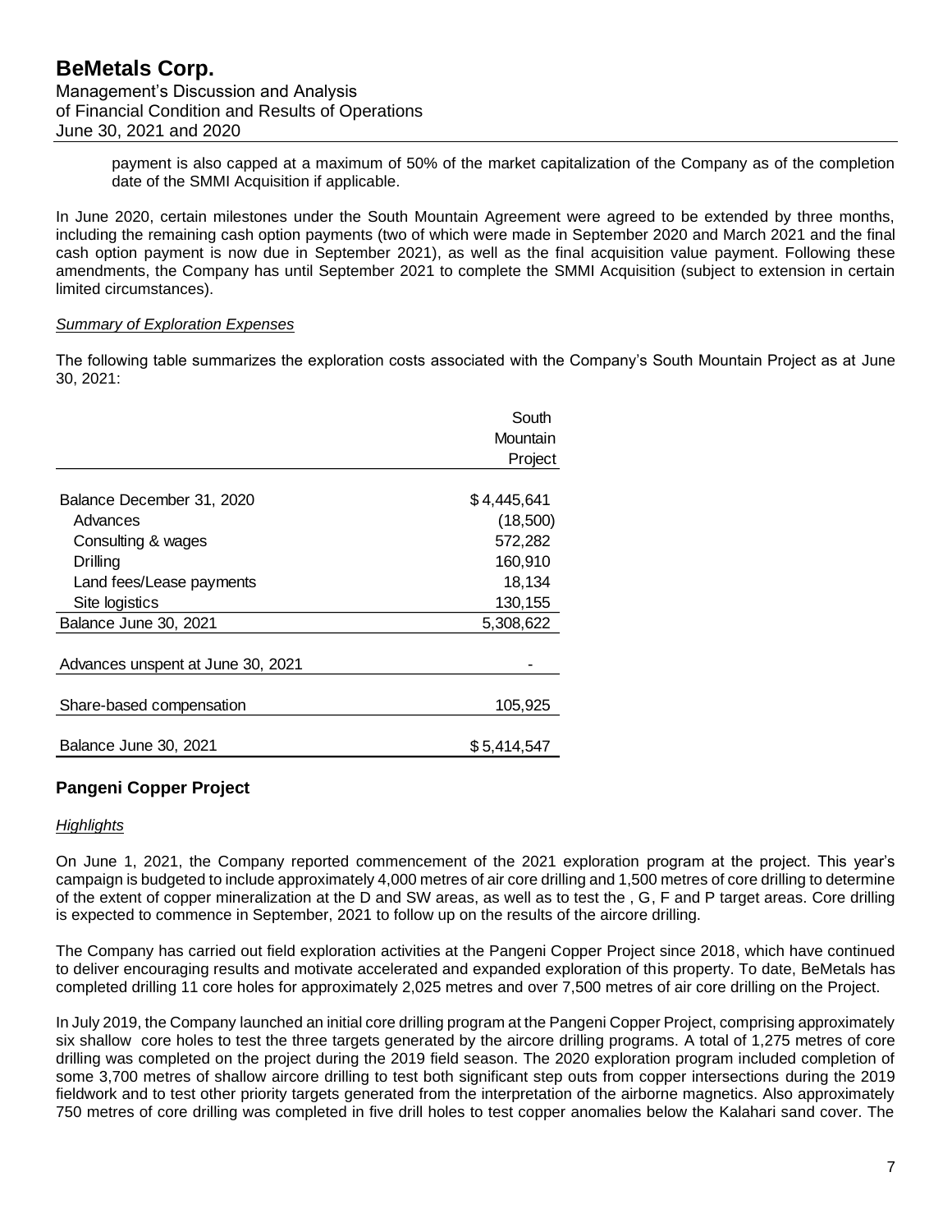payment is also capped at a maximum of 50% of the market capitalization of the Company as of the completion date of the SMMI Acquisition if applicable.

In June 2020, certain milestones under the South Mountain Agreement were agreed to be extended by three months, including the remaining cash option payments (two of which were made in September 2020 and March 2021 and the final cash option payment is now due in September 2021), as well as the final acquisition value payment. Following these amendments, the Company has until September 2021 to complete the SMMI Acquisition (subject to extension in certain limited circumstances).

*Summary of Exploration Expenses*

The following table summarizes the exploration costs associated with the Company's South Mountain Project as at June 30, 2021:

| | South Mountain Project |
|---|---|
| Balance December 31, 2020 | $ 4,445,641 |
| Advances | (18,500) |
| Consulting & wages | 572,282 |
| Drilling | 160,910 |
| Land fees/Lease payments | 18,134 |
| Site logistics | 130,155 |
| Balance June 30, 2021 | 5,308,622 |
| Advances unspent at June 30, 2021 | - |
| Share-based compensation | 105,925 |
| Balance June 30, 2021 | $ 5,414,547 |

## Pangeni Copper Project

*Highlights*

On June 1, 2021, the Company reported commencement of the 2021 exploration program at the project. This year's campaign is budgeted to include approximately 4,000 metres of air core drilling and 1,500 metres of core drilling to determine of the extent of copper mineralization at the D and SW areas, as well as to test the , G, F and P target areas. Core drilling is expected to commence in September, 2021 to follow up on the results of the aircore drilling.

The Company has carried out field exploration activities at the Pangeni Copper Project since 2018, which have continued to deliver encouraging results and motivate accelerated and expanded exploration of this property. To date, BeMetals has completed drilling 11 core holes for approximately 2,025 metres and over 7,500 metres of air core drilling on the Project.

In July 2019, the Company launched an initial core drilling program at the Pangeni Copper Project, comprising approximately six shallow core holes to test the three targets generated by the aircore drilling programs. A total of 1,275 metres of core drilling was completed on the project during the 2019 field season. The 2020 exploration program included completion of some 3,700 metres of shallow aircore drilling to test both significant step outs from copper intersections during the 2019 fieldwork and to test other priority targets generated from the interpretation of the airborne magnetics. Also approximately 750 metres of core drilling was completed in five drill holes to test copper anomalies below the Kalahari sand cover. The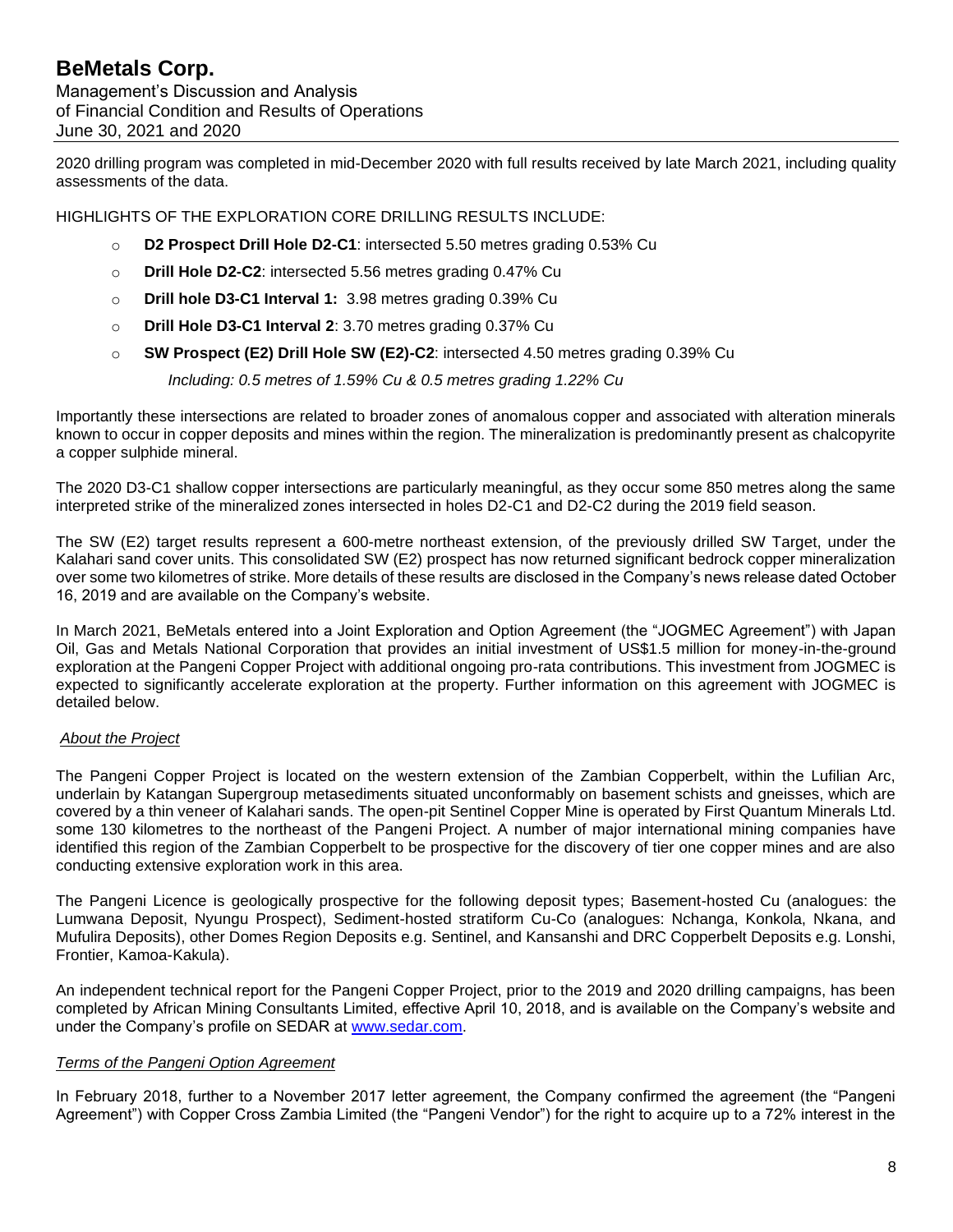2020 drilling program was completed in mid-December 2020 with full results received by late March 2021, including quality assessments of the data.

HIGHLIGHTS OF THE EXPLORATION CORE DRILLING RESULTS INCLUDE:

- **D2 Prospect Drill Hole D2-C1**: intersected 5.50 metres grading 0.53% Cu
- **Drill Hole D2-C2**: intersected 5.56 metres grading 0.47% Cu
- **Drill hole D3-C1 Interval 1:** 3.98 metres grading 0.39% Cu
- **Drill Hole D3-C1 Interval 2**: 3.70 metres grading 0.37% Cu
- **SW Prospect (E2) Drill Hole SW (E2)-C2**: intersected 4.50 metres grading 0.39% Cu

  *Including: 0.5 metres of 1.59% Cu & 0.5 metres grading 1.22% Cu*

Importantly these intersections are related to broader zones of anomalous copper and associated with alteration minerals known to occur in copper deposits and mines within the region. The mineralization is predominantly present as chalcopyrite a copper sulphide mineral.

The 2020 D3-C1 shallow copper intersections are particularly meaningful, as they occur some 850 metres along the same interpreted strike of the mineralized zones intersected in holes D2-C1 and D2-C2 during the 2019 field season.

The SW (E2) target results represent a 600-metre northeast extension, of the previously drilled SW Target, under the Kalahari sand cover units. This consolidated SW (E2) prospect has now returned significant bedrock copper mineralization over some two kilometres of strike. More details of these results are disclosed in the Company's news release dated October 16, 2019 and are available on the Company's website.

In March 2021, BeMetals entered into a Joint Exploration and Option Agreement (the "JOGMEC Agreement") with Japan Oil, Gas and Metals National Corporation that provides an initial investment of US$1.5 million for money-in-the-ground exploration at the Pangeni Copper Project with additional ongoing pro-rata contributions. This investment from JOGMEC is expected to significantly accelerate exploration at the property. Further information on this agreement with JOGMEC is detailed below.

*About the Project*

The Pangeni Copper Project is located on the western extension of the Zambian Copperbelt, within the Lufilian Arc, underlain by Katangan Supergroup metasediments situated unconformably on basement schists and gneisses, which are covered by a thin veneer of Kalahari sands. The open-pit Sentinel Copper Mine is operated by First Quantum Minerals Ltd. some 130 kilometres to the northeast of the Pangeni Project. A number of major international mining companies have identified this region of the Zambian Copperbelt to be prospective for the discovery of tier one copper mines and are also conducting extensive exploration work in this area.

The Pangeni Licence is geologically prospective for the following deposit types; Basement-hosted Cu (analogues: the Lumwana Deposit, Nyungu Prospect), Sediment-hosted stratiform Cu-Co (analogues: Nchanga, Konkola, Nkana, and Mufulira Deposits), other Domes Region Deposits e.g. Sentinel, and Kansanshi and DRC Copperbelt Deposits e.g. Lonshi, Frontier, Kamoa-Kakula).

An independent technical report for the Pangeni Copper Project, prior to the 2019 and 2020 drilling campaigns, has been completed by African Mining Consultants Limited, effective April 10, 2018, and is available on the Company's website and under the Company's profile on SEDAR at www.sedar.com.

*Terms of the Pangeni Option Agreement*

In February 2018, further to a November 2017 letter agreement, the Company confirmed the agreement (the "Pangeni Agreement") with Copper Cross Zambia Limited (the "Pangeni Vendor") for the right to acquire up to a 72% interest in the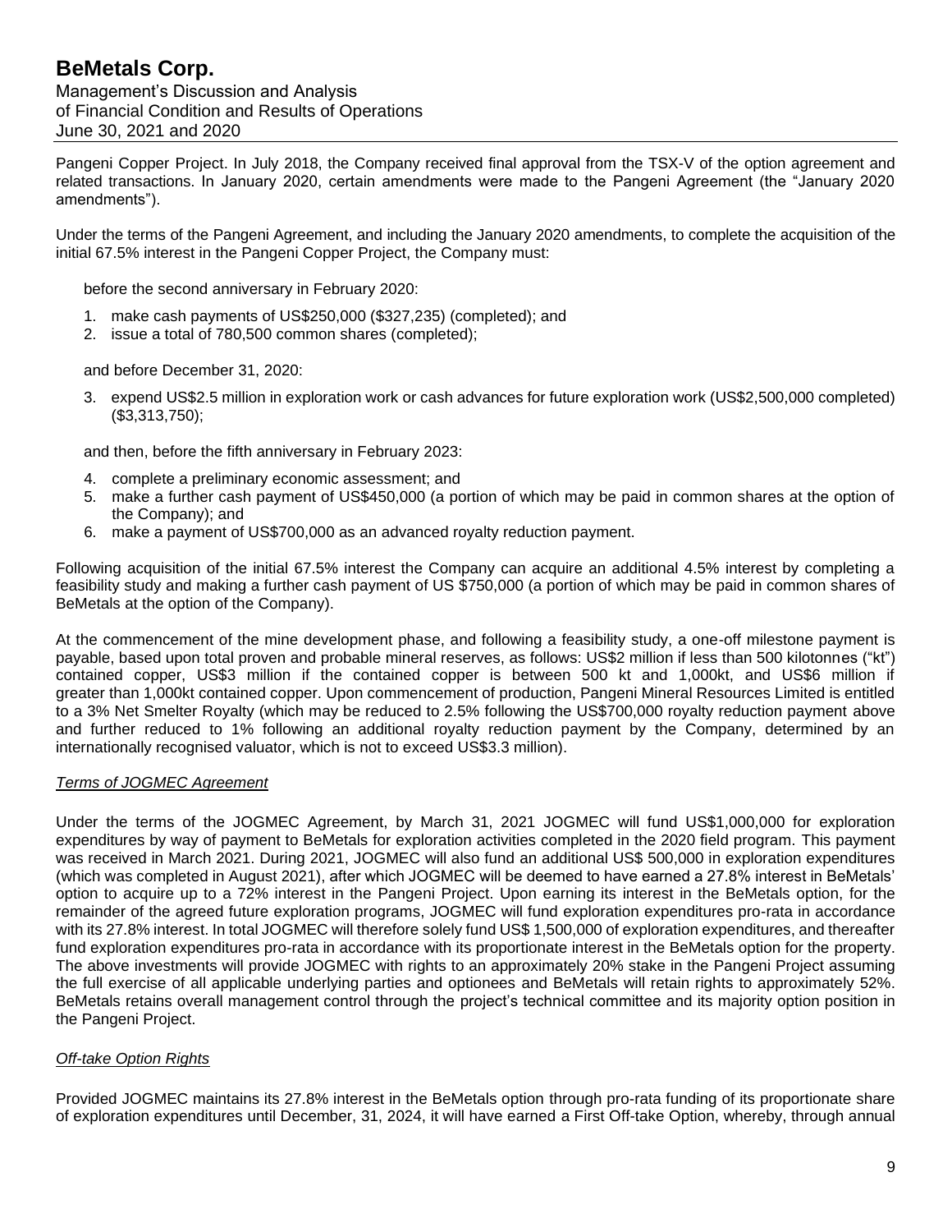Pangeni Copper Project. In July 2018, the Company received final approval from the TSX-V of the option agreement and related transactions. In January 2020, certain amendments were made to the Pangeni Agreement (the "January 2020 amendments").

Under the terms of the Pangeni Agreement, and including the January 2020 amendments, to complete the acquisition of the initial 67.5% interest in the Pangeni Copper Project, the Company must:

before the second anniversary in February 2020:

1. make cash payments of US$250,000 ($327,235) (completed); and
2. issue a total of 780,500 common shares (completed);

and before December 31, 2020:

3. expend US$2.5 million in exploration work or cash advances for future exploration work (US$2,500,000 completed) ($3,313,750);

and then, before the fifth anniversary in February 2023:

4. complete a preliminary economic assessment; and
5. make a further cash payment of US$450,000 (a portion of which may be paid in common shares at the option of the Company); and
6. make a payment of US$700,000 as an advanced royalty reduction payment.

Following acquisition of the initial 67.5% interest the Company can acquire an additional 4.5% interest by completing a feasibility study and making a further cash payment of US $750,000 (a portion of which may be paid in common shares of BeMetals at the option of the Company).

At the commencement of the mine development phase, and following a feasibility study, a one-off milestone payment is payable, based upon total proven and probable mineral reserves, as follows: US$2 million if less than 500 kilotonnes ("kt") contained copper, US$3 million if the contained copper is between 500 kt and 1,000kt, and US$6 million if greater than 1,000kt contained copper. Upon commencement of production, Pangeni Mineral Resources Limited is entitled to a 3% Net Smelter Royalty (which may be reduced to 2.5% following the US$700,000 royalty reduction payment above and further reduced to 1% following an additional royalty reduction payment by the Company, determined by an internationally recognised valuator, which is not to exceed US$3.3 million).

*Terms of JOGMEC Agreement*

Under the terms of the JOGMEC Agreement, by March 31, 2021 JOGMEC will fund US$1,000,000 for exploration expenditures by way of payment to BeMetals for exploration activities completed in the 2020 field program. This payment was received in March 2021. During 2021, JOGMEC will also fund an additional US$ 500,000 in exploration expenditures (which was completed in August 2021), after which JOGMEC will be deemed to have earned a 27.8% interest in BeMetals' option to acquire up to a 72% interest in the Pangeni Project. Upon earning its interest in the BeMetals option, for the remainder of the agreed future exploration programs, JOGMEC will fund exploration expenditures pro-rata in accordance with its 27.8% interest. In total JOGMEC will therefore solely fund US$ 1,500,000 of exploration expenditures, and thereafter fund exploration expenditures pro-rata in accordance with its proportionate interest in the BeMetals option for the property. The above investments will provide JOGMEC with rights to an approximately 20% stake in the Pangeni Project assuming the full exercise of all applicable underlying parties and optionees and BeMetals will retain rights to approximately 52%. BeMetals retains overall management control through the project's technical committee and its majority option position in the Pangeni Project.

*Off-take Option Rights*

Provided JOGMEC maintains its 27.8% interest in the BeMetals option through pro-rata funding of its proportionate share of exploration expenditures until December, 31, 2024, it will have earned a First Off-take Option, whereby, through annual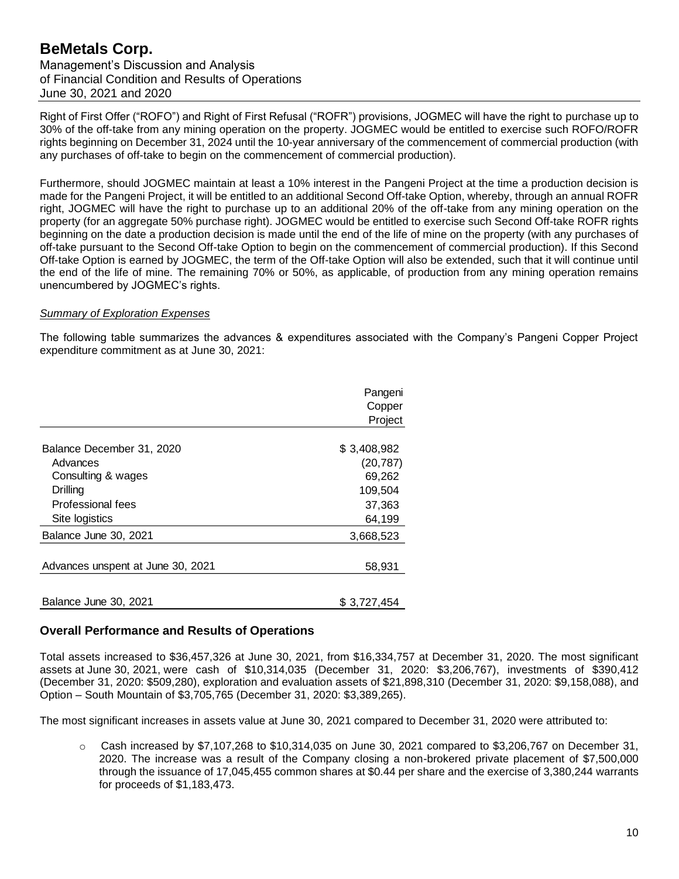Right of First Offer ("ROFO") and Right of First Refusal ("ROFR") provisions, JOGMEC will have the right to purchase up to 30% of the off-take from any mining operation on the property. JOGMEC would be entitled to exercise such ROFO/ROFR rights beginning on December 31, 2024 until the 10-year anniversary of the commencement of commercial production (with any purchases of off-take to begin on the commencement of commercial production).

Furthermore, should JOGMEC maintain at least a 10% interest in the Pangeni Project at the time a production decision is made for the Pangeni Project, it will be entitled to an additional Second Off-take Option, whereby, through an annual ROFR right, JOGMEC will have the right to purchase up to an additional 20% of the off-take from any mining operation on the property (for an aggregate 50% purchase right). JOGMEC would be entitled to exercise such Second Off-take ROFR rights beginning on the date a production decision is made until the end of the life of mine on the property (with any purchases of off-take pursuant to the Second Off-take Option to begin on the commencement of commercial production). If this Second Off-take Option is earned by JOGMEC, the term of the Off-take Option will also be extended, such that it will continue until the end of the life of mine. The remaining 70% or 50%, as applicable, of production from any mining operation remains unencumbered by JOGMEC's rights.

*Summary of Exploration Expenses*

The following table summarizes the advances & expenditures associated with the Company's Pangeni Copper Project expenditure commitment as at June 30, 2021:

| | Pangeni Copper Project |
|---|---|
| Balance December 31, 2020 | $ 3,408,982 |
| Advances | (20,787) |
| Consulting & wages | 69,262 |
| Drilling | 109,504 |
| Professional fees | 37,363 |
| Site logistics | 64,199 |
| Balance June 30, 2021 | 3,668,523 |
| Advances unspent at June 30, 2021 | 58,931 |
| Balance June 30, 2021 | $ 3,727,454 |

## Overall Performance and Results of Operations

Total assets increased to $36,457,326 at June 30, 2021, from $16,334,757 at December 31, 2020. The most significant assets at June 30, 2021, were cash of $10,314,035 (December 31, 2020: $3,206,767), investments of $390,412 (December 31, 2020: $509,280), exploration and evaluation assets of $21,898,310 (December 31, 2020: $9,158,088), and Option – South Mountain of $3,705,765 (December 31, 2020: $3,389,265).

The most significant increases in assets value at June 30, 2021 compared to December 31, 2020 were attributed to:

- Cash increased by $7,107,268 to $10,314,035 on June 30, 2021 compared to $3,206,767 on December 31, 2020. The increase was a result of the Company closing a non-brokered private placement of $7,500,000 through the issuance of 17,045,455 common shares at $0.44 per share and the exercise of 3,380,244 warrants for proceeds of $1,183,473.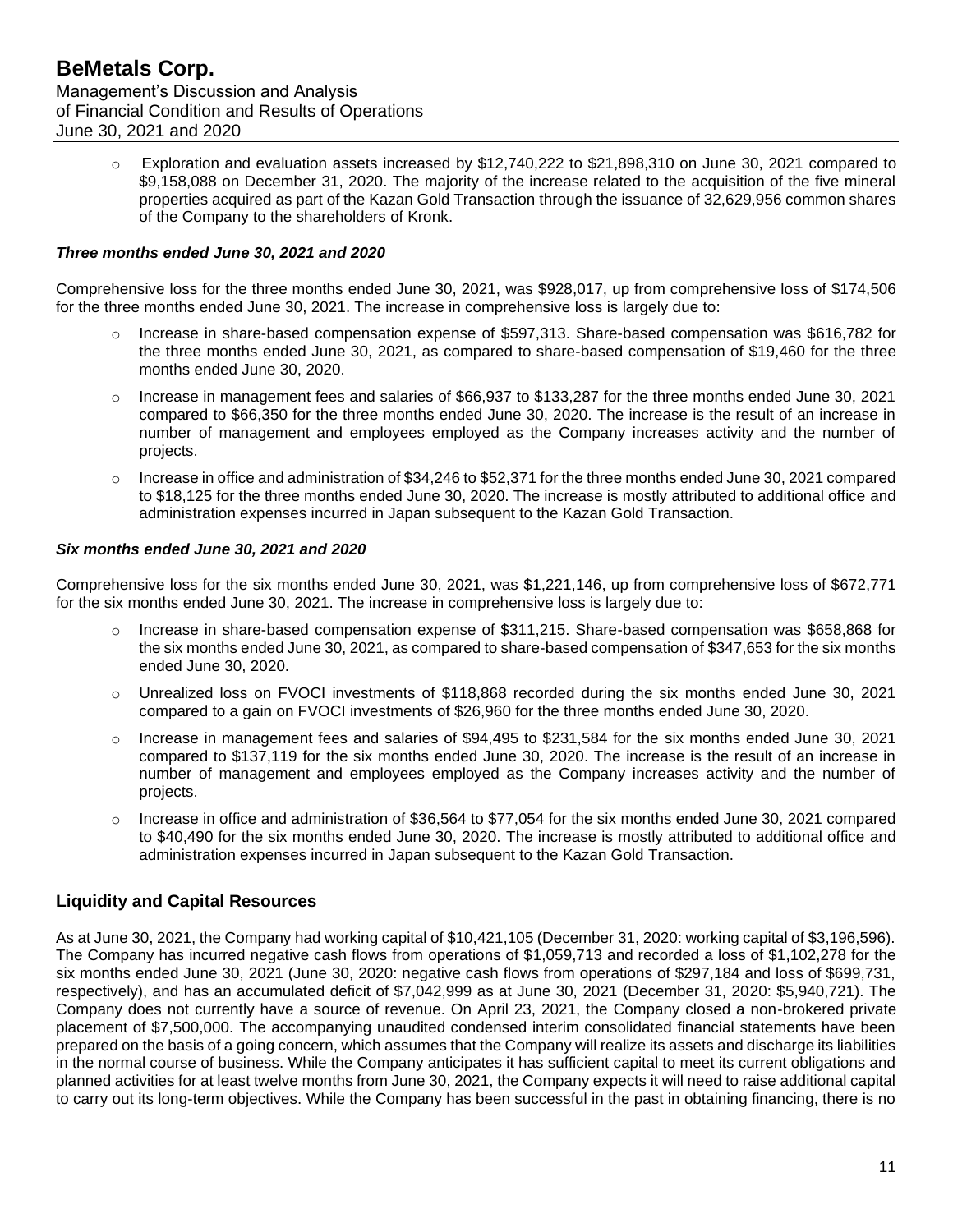- Exploration and evaluation assets increased by $12,740,222 to $21,898,310 on June 30, 2021 compared to $9,158,088 on December 31, 2020. The majority of the increase related to the acquisition of the five mineral properties acquired as part of the Kazan Gold Transaction through the issuance of 32,629,956 common shares of the Company to the shareholders of Kronk.

### *Three months ended June 30, 2021 and 2020*

Comprehensive loss for the three months ended June 30, 2021, was $928,017, up from comprehensive loss of $174,506 for the three months ended June 30, 2021. The increase in comprehensive loss is largely due to:

- Increase in share-based compensation expense of $597,313. Share-based compensation was $616,782 for the three months ended June 30, 2021, as compared to share-based compensation of $19,460 for the three months ended June 30, 2020.
- Increase in management fees and salaries of $66,937 to $133,287 for the three months ended June 30, 2021 compared to $66,350 for the three months ended June 30, 2020. The increase is the result of an increase in number of management and employees employed as the Company increases activity and the number of projects.
- Increase in office and administration of $34,246 to $52,371 for the three months ended June 30, 2021 compared to $18,125 for the three months ended June 30, 2020. The increase is mostly attributed to additional office and administration expenses incurred in Japan subsequent to the Kazan Gold Transaction.

### *Six months ended June 30, 2021 and 2020*

Comprehensive loss for the six months ended June 30, 2021, was $1,221,146, up from comprehensive loss of $672,771 for the six months ended June 30, 2021. The increase in comprehensive loss is largely due to:

- Increase in share-based compensation expense of $311,215. Share-based compensation was $658,868 for the six months ended June 30, 2021, as compared to share-based compensation of $347,653 for the six months ended June 30, 2020.
- Unrealized loss on FVOCI investments of $118,868 recorded during the six months ended June 30, 2021 compared to a gain on FVOCI investments of $26,960 for the three months ended June 30, 2020.
- Increase in management fees and salaries of $94,495 to $231,584 for the six months ended June 30, 2021 compared to $137,119 for the six months ended June 30, 2020. The increase is the result of an increase in number of management and employees employed as the Company increases activity and the number of projects.
- Increase in office and administration of $36,564 to $77,054 for the six months ended June 30, 2021 compared to $40,490 for the six months ended June 30, 2020. The increase is mostly attributed to additional office and administration expenses incurred in Japan subsequent to the Kazan Gold Transaction.

## Liquidity and Capital Resources

As at June 30, 2021, the Company had working capital of $10,421,105 (December 31, 2020: working capital of $3,196,596). The Company has incurred negative cash flows from operations of $1,059,713 and recorded a loss of $1,102,278 for the six months ended June 30, 2021 (June 30, 2020: negative cash flows from operations of $297,184 and loss of $699,731, respectively), and has an accumulated deficit of $7,042,999 as at June 30, 2021 (December 31, 2020: $5,940,721). The Company does not currently have a source of revenue. On April 23, 2021, the Company closed a non-brokered private placement of $7,500,000. The accompanying unaudited condensed interim consolidated financial statements have been prepared on the basis of a going concern, which assumes that the Company will realize its assets and discharge its liabilities in the normal course of business. While the Company anticipates it has sufficient capital to meet its current obligations and planned activities for at least twelve months from June 30, 2021, the Company expects it will need to raise additional capital to carry out its long-term objectives. While the Company has been successful in the past in obtaining financing, there is no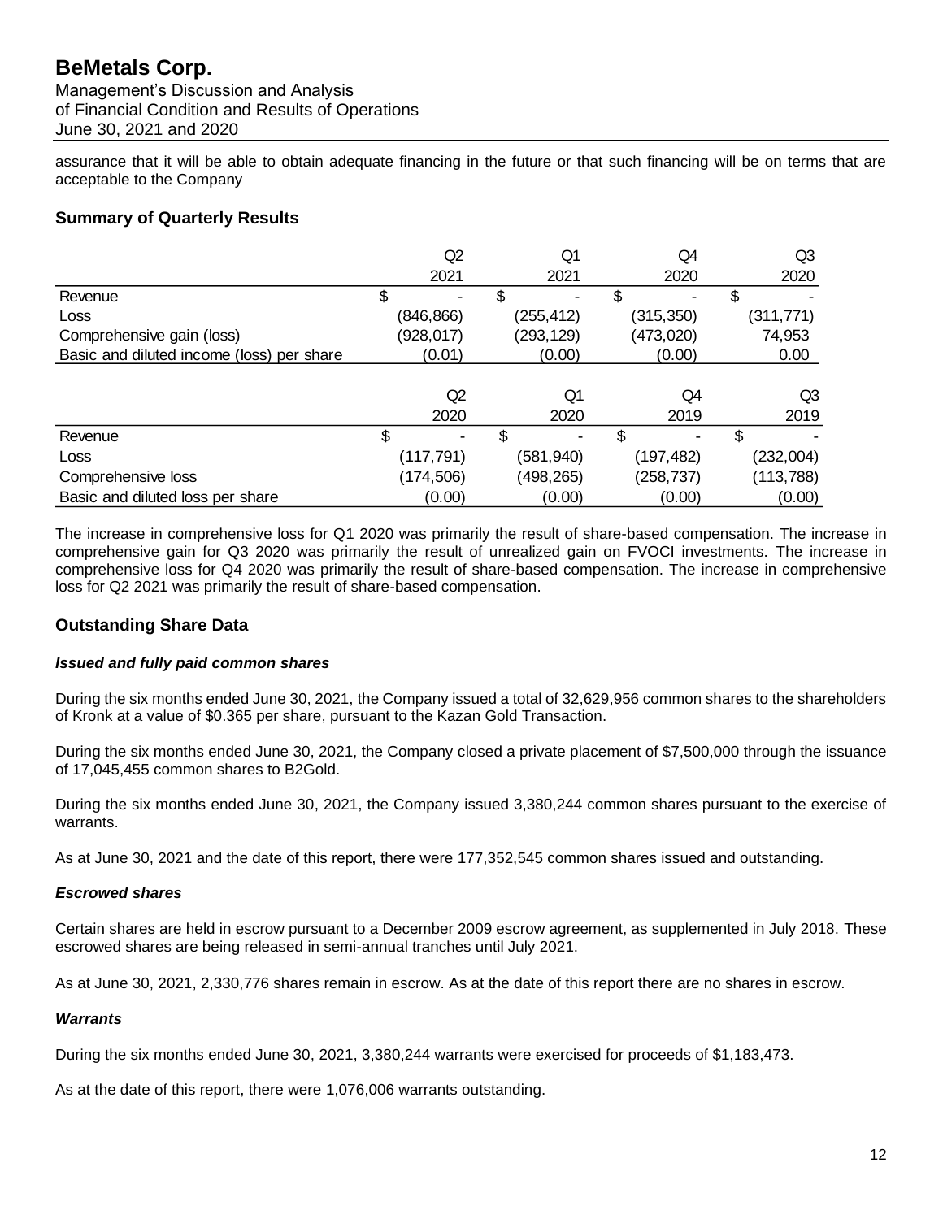assurance that it will be able to obtain adequate financing in the future or that such financing will be on terms that are acceptable to the Company

## Summary of Quarterly Results

| | Q2 2021 | Q1 2021 | Q4 2020 | Q3 2020 |
|---|---|---|---|---|
| Revenue | $ - | $ - | $ - | $ - |
| Loss | (846,866) | (255,412) | (315,350) | (311,771) |
| Comprehensive gain (loss) | (928,017) | (293,129) | (473,020) | 74,953 |
| Basic and diluted income (loss) per share | (0.01) | (0.00) | (0.00) | 0.00 |

| | Q2 2020 | Q1 2020 | Q4 2019 | Q3 2019 |
|---|---|---|---|---|
| Revenue | $ - | $ - | $ - | $ - |
| Loss | (117,791) | (581,940) | (197,482) | (232,004) |
| Comprehensive loss | (174,506) | (498,265) | (258,737) | (113,788) |
| Basic and diluted loss per share | (0.00) | (0.00) | (0.00) | (0.00) |

The increase in comprehensive loss for Q1 2020 was primarily the result of share-based compensation. The increase in comprehensive gain for Q3 2020 was primarily the result of unrealized gain on FVOCI investments. The increase in comprehensive loss for Q4 2020 was primarily the result of share-based compensation. The increase in comprehensive loss for Q2 2021 was primarily the result of share-based compensation.

## Outstanding Share Data

### *Issued and fully paid common shares*

During the six months ended June 30, 2021, the Company issued a total of 32,629,956 common shares to the shareholders of Kronk at a value of $0.365 per share, pursuant to the Kazan Gold Transaction.

During the six months ended June 30, 2021, the Company closed a private placement of $7,500,000 through the issuance of 17,045,455 common shares to B2Gold.

During the six months ended June 30, 2021, the Company issued 3,380,244 common shares pursuant to the exercise of warrants.

As at June 30, 2021 and the date of this report, there were 177,352,545 common shares issued and outstanding.

### *Escrowed shares*

Certain shares are held in escrow pursuant to a December 2009 escrow agreement, as supplemented in July 2018. These escrowed shares are being released in semi-annual tranches until July 2021.

As at June 30, 2021, 2,330,776 shares remain in escrow. As at the date of this report there are no shares in escrow.

### *Warrants*

During the six months ended June 30, 2021, 3,380,244 warrants were exercised for proceeds of $1,183,473.

As at the date of this report, there were 1,076,006 warrants outstanding.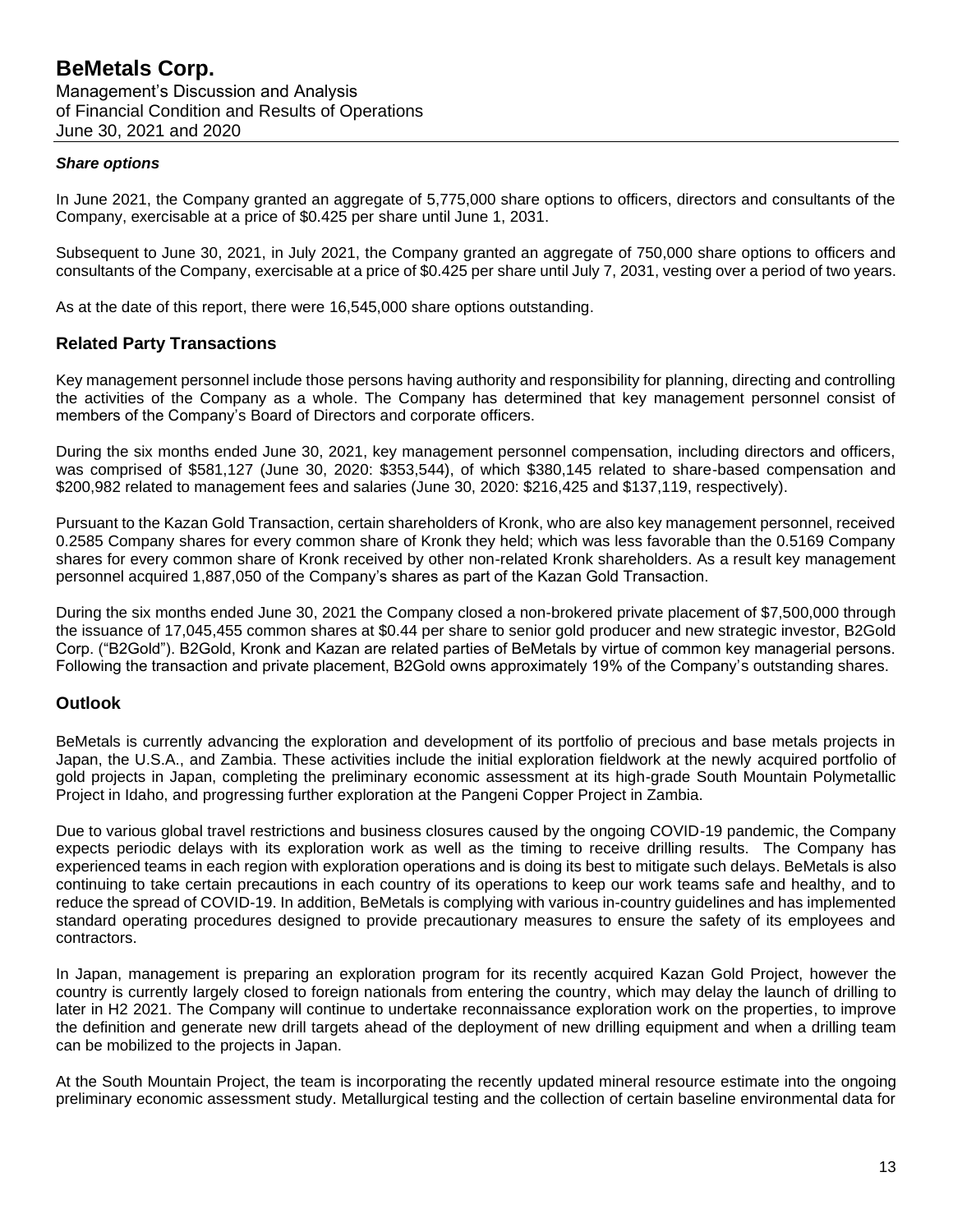### *Share options*

In June 2021, the Company granted an aggregate of 5,775,000 share options to officers, directors and consultants of the Company, exercisable at a price of $0.425 per share until June 1, 2031.

Subsequent to June 30, 2021, in July 2021, the Company granted an aggregate of 750,000 share options to officers and consultants of the Company, exercisable at a price of $0.425 per share until July 7, 2031, vesting over a period of two years.

As at the date of this report, there were 16,545,000 share options outstanding.

## Related Party Transactions

Key management personnel include those persons having authority and responsibility for planning, directing and controlling the activities of the Company as a whole. The Company has determined that key management personnel consist of members of the Company's Board of Directors and corporate officers.

During the six months ended June 30, 2021, key management personnel compensation, including directors and officers, was comprised of $581,127 (June 30, 2020: $353,544), of which $380,145 related to share-based compensation and $200,982 related to management fees and salaries (June 30, 2020: $216,425 and $137,119, respectively).

Pursuant to the Kazan Gold Transaction, certain shareholders of Kronk, who are also key management personnel, received 0.2585 Company shares for every common share of Kronk they held; which was less favorable than the 0.5169 Company shares for every common share of Kronk received by other non-related Kronk shareholders. As a result key management personnel acquired 1,887,050 of the Company's shares as part of the Kazan Gold Transaction.

During the six months ended June 30, 2021 the Company closed a non-brokered private placement of $7,500,000 through the issuance of 17,045,455 common shares at $0.44 per share to senior gold producer and new strategic investor, B2Gold Corp. ("B2Gold"). B2Gold, Kronk and Kazan are related parties of BeMetals by virtue of common key managerial persons. Following the transaction and private placement, B2Gold owns approximately 19% of the Company's outstanding shares.

## Outlook

BeMetals is currently advancing the exploration and development of its portfolio of precious and base metals projects in Japan, the U.S.A., and Zambia. These activities include the initial exploration fieldwork at the newly acquired portfolio of gold projects in Japan, completing the preliminary economic assessment at its high-grade South Mountain Polymetallic Project in Idaho, and progressing further exploration at the Pangeni Copper Project in Zambia.

Due to various global travel restrictions and business closures caused by the ongoing COVID-19 pandemic, the Company expects periodic delays with its exploration work as well as the timing to receive drilling results. The Company has experienced teams in each region with exploration operations and is doing its best to mitigate such delays. BeMetals is also continuing to take certain precautions in each country of its operations to keep our work teams safe and healthy, and to reduce the spread of COVID-19. In addition, BeMetals is complying with various in-country guidelines and has implemented standard operating procedures designed to provide precautionary measures to ensure the safety of its employees and contractors.

In Japan, management is preparing an exploration program for its recently acquired Kazan Gold Project, however the country is currently largely closed to foreign nationals from entering the country, which may delay the launch of drilling to later in H2 2021. The Company will continue to undertake reconnaissance exploration work on the properties, to improve the definition and generate new drill targets ahead of the deployment of new drilling equipment and when a drilling team can be mobilized to the projects in Japan.

At the South Mountain Project, the team is incorporating the recently updated mineral resource estimate into the ongoing preliminary economic assessment study. Metallurgical testing and the collection of certain baseline environmental data for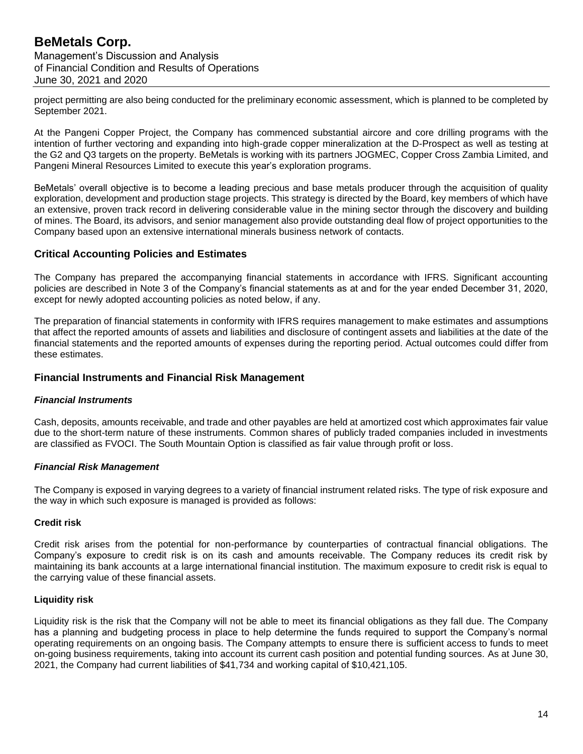project permitting are also being conducted for the preliminary economic assessment, which is planned to be completed by September 2021.

At the Pangeni Copper Project, the Company has commenced substantial aircore and core drilling programs with the intention of further vectoring and expanding into high-grade copper mineralization at the D-Prospect as well as testing at the G2 and Q3 targets on the property. BeMetals is working with its partners JOGMEC, Copper Cross Zambia Limited, and Pangeni Mineral Resources Limited to execute this year's exploration programs.

BeMetals' overall objective is to become a leading precious and base metals producer through the acquisition of quality exploration, development and production stage projects. This strategy is directed by the Board, key members of which have an extensive, proven track record in delivering considerable value in the mining sector through the discovery and building of mines. The Board, its advisors, and senior management also provide outstanding deal flow of project opportunities to the Company based upon an extensive international minerals business network of contacts.

## Critical Accounting Policies and Estimates

The Company has prepared the accompanying financial statements in accordance with IFRS. Significant accounting policies are described in Note 3 of the Company's financial statements as at and for the year ended December 31, 2020, except for newly adopted accounting policies as noted below, if any.

The preparation of financial statements in conformity with IFRS requires management to make estimates and assumptions that affect the reported amounts of assets and liabilities and disclosure of contingent assets and liabilities at the date of the financial statements and the reported amounts of expenses during the reporting period. Actual outcomes could differ from these estimates.

## Financial Instruments and Financial Risk Management

### *Financial Instruments*

Cash, deposits, amounts receivable, and trade and other payables are held at amortized cost which approximates fair value due to the short-term nature of these instruments. Common shares of publicly traded companies included in investments are classified as FVOCI. The South Mountain Option is classified as fair value through profit or loss.

### *Financial Risk Management*

The Company is exposed in varying degrees to a variety of financial instrument related risks. The type of risk exposure and the way in which such exposure is managed is provided as follows:

**Credit risk**

Credit risk arises from the potential for non-performance by counterparties of contractual financial obligations. The Company's exposure to credit risk is on its cash and amounts receivable. The Company reduces its credit risk by maintaining its bank accounts at a large international financial institution. The maximum exposure to credit risk is equal to the carrying value of these financial assets.

**Liquidity risk**

Liquidity risk is the risk that the Company will not be able to meet its financial obligations as they fall due. The Company has a planning and budgeting process in place to help determine the funds required to support the Company's normal operating requirements on an ongoing basis. The Company attempts to ensure there is sufficient access to funds to meet on-going business requirements, taking into account its current cash position and potential funding sources. As at June 30, 2021, the Company had current liabilities of $41,734 and working capital of $10,421,105.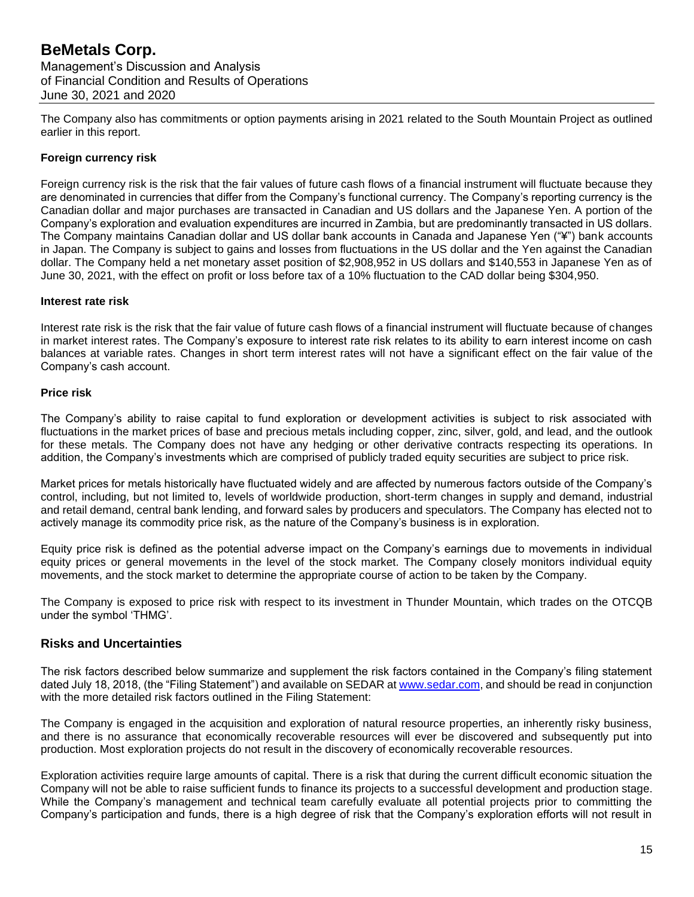The Company also has commitments or option payments arising in 2021 related to the South Mountain Project as outlined earlier in this report.

### Foreign currency risk

Foreign currency risk is the risk that the fair values of future cash flows of a financial instrument will fluctuate because they are denominated in currencies that differ from the Company's functional currency. The Company's reporting currency is the Canadian dollar and major purchases are transacted in Canadian and US dollars and the Japanese Yen. A portion of the Company's exploration and evaluation expenditures are incurred in Zambia, but are predominantly transacted in US dollars. The Company maintains Canadian dollar and US dollar bank accounts in Canada and Japanese Yen ("¥") bank accounts in Japan. The Company is subject to gains and losses from fluctuations in the US dollar and the Yen against the Canadian dollar. The Company held a net monetary asset position of $2,908,952 in US dollars and $140,553 in Japanese Yen as of June 30, 2021, with the effect on profit or loss before tax of a 10% fluctuation to the CAD dollar being $304,950.

### Interest rate risk

Interest rate risk is the risk that the fair value of future cash flows of a financial instrument will fluctuate because of changes in market interest rates. The Company's exposure to interest rate risk relates to its ability to earn interest income on cash balances at variable rates. Changes in short term interest rates will not have a significant effect on the fair value of the Company's cash account.

### Price risk

The Company's ability to raise capital to fund exploration or development activities is subject to risk associated with fluctuations in the market prices of base and precious metals including copper, zinc, silver, gold, and lead, and the outlook for these metals. The Company does not have any hedging or other derivative contracts respecting its operations. In addition, the Company's investments which are comprised of publicly traded equity securities are subject to price risk.

Market prices for metals historically have fluctuated widely and are affected by numerous factors outside of the Company's control, including, but not limited to, levels of worldwide production, short-term changes in supply and demand, industrial and retail demand, central bank lending, and forward sales by producers and speculators. The Company has elected not to actively manage its commodity price risk, as the nature of the Company's business is in exploration.

Equity price risk is defined as the potential adverse impact on the Company's earnings due to movements in individual equity prices or general movements in the level of the stock market. The Company closely monitors individual equity movements, and the stock market to determine the appropriate course of action to be taken by the Company.

The Company is exposed to price risk with respect to its investment in Thunder Mountain, which trades on the OTCQB under the symbol 'THMG'.

## Risks and Uncertainties

The risk factors described below summarize and supplement the risk factors contained in the Company's filing statement dated July 18, 2018, (the "Filing Statement") and available on SEDAR at www.sedar.com, and should be read in conjunction with the more detailed risk factors outlined in the Filing Statement:

The Company is engaged in the acquisition and exploration of natural resource properties, an inherently risky business, and there is no assurance that economically recoverable resources will ever be discovered and subsequently put into production. Most exploration projects do not result in the discovery of economically recoverable resources.

Exploration activities require large amounts of capital. There is a risk that during the current difficult economic situation the Company will not be able to raise sufficient funds to finance its projects to a successful development and production stage. While the Company's management and technical team carefully evaluate all potential projects prior to committing the Company's participation and funds, there is a high degree of risk that the Company's exploration efforts will not result in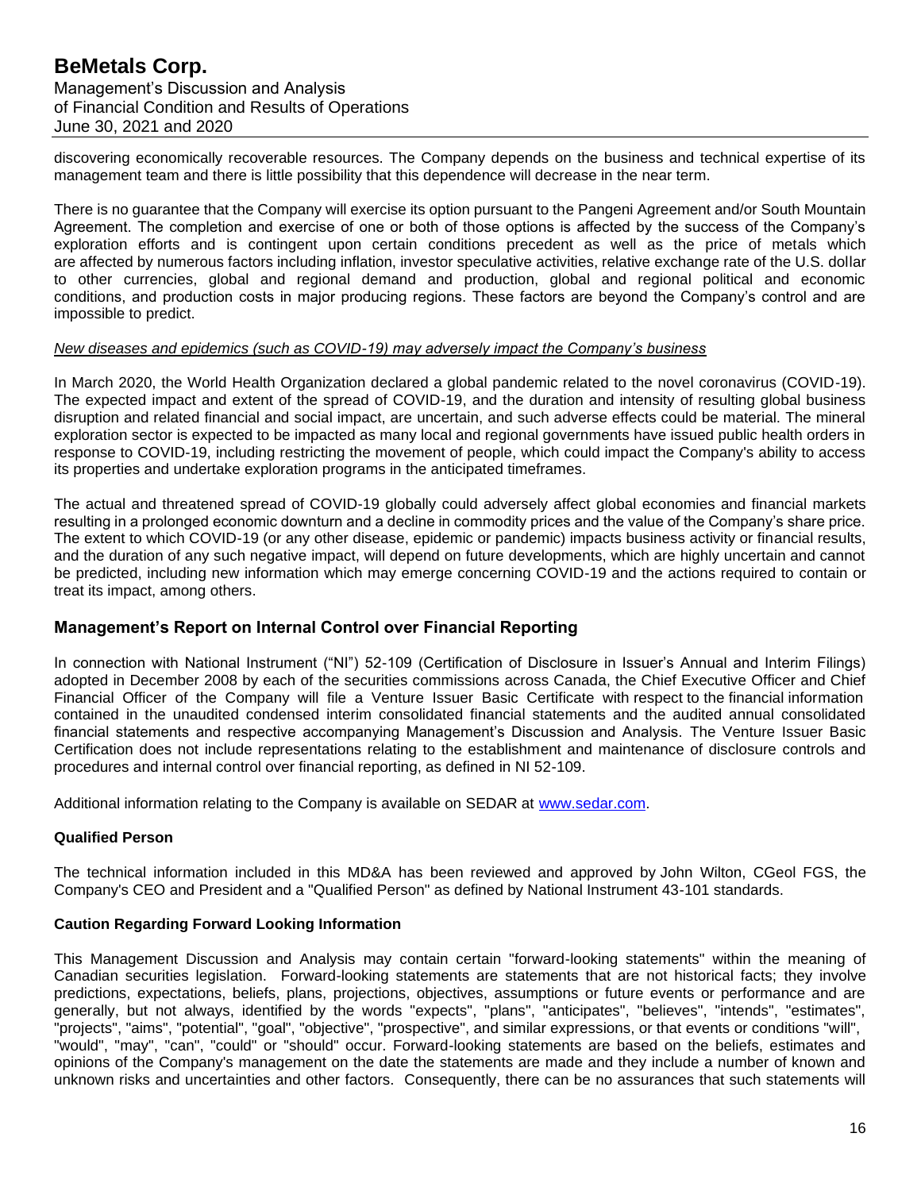discovering economically recoverable resources. The Company depends on the business and technical expertise of its management team and there is little possibility that this dependence will decrease in the near term.

There is no guarantee that the Company will exercise its option pursuant to the Pangeni Agreement and/or South Mountain Agreement. The completion and exercise of one or both of those options is affected by the success of the Company's exploration efforts and is contingent upon certain conditions precedent as well as the price of metals which are affected by numerous factors including inflation, investor speculative activities, relative exchange rate of the U.S. dollar to other currencies, global and regional demand and production, global and regional political and economic conditions, and production costs in major producing regions. These factors are beyond the Company's control and are impossible to predict.

*New diseases and epidemics (such as COVID-19) may adversely impact the Company's business*

In March 2020, the World Health Organization declared a global pandemic related to the novel coronavirus (COVID-19). The expected impact and extent of the spread of COVID-19, and the duration and intensity of resulting global business disruption and related financial and social impact, are uncertain, and such adverse effects could be material. The mineral exploration sector is expected to be impacted as many local and regional governments have issued public health orders in response to COVID-19, including restricting the movement of people, which could impact the Company's ability to access its properties and undertake exploration programs in the anticipated timeframes.

The actual and threatened spread of COVID-19 globally could adversely affect global economies and financial markets resulting in a prolonged economic downturn and a decline in commodity prices and the value of the Company's share price. The extent to which COVID-19 (or any other disease, epidemic or pandemic) impacts business activity or financial results, and the duration of any such negative impact, will depend on future developments, which are highly uncertain and cannot be predicted, including new information which may emerge concerning COVID-19 and the actions required to contain or treat its impact, among others.

## Management's Report on Internal Control over Financial Reporting

In connection with National Instrument ("NI") 52-109 (Certification of Disclosure in Issuer's Annual and Interim Filings) adopted in December 2008 by each of the securities commissions across Canada, the Chief Executive Officer and Chief Financial Officer of the Company will file a Venture Issuer Basic Certificate with respect to the financial information contained in the unaudited condensed interim consolidated financial statements and the audited annual consolidated financial statements and respective accompanying Management's Discussion and Analysis. The Venture Issuer Basic Certification does not include representations relating to the establishment and maintenance of disclosure controls and procedures and internal control over financial reporting, as defined in NI 52-109.

Additional information relating to the Company is available on SEDAR at [www.sedar.com](http://www.sedar.com).

### Qualified Person

The technical information included in this MD&A has been reviewed and approved by John Wilton, CGeol FGS, the Company's CEO and President and a "Qualified Person" as defined by National Instrument 43-101 standards.

### Caution Regarding Forward Looking Information

This Management Discussion and Analysis may contain certain "forward-looking statements" within the meaning of Canadian securities legislation. Forward-looking statements are statements that are not historical facts; they involve predictions, expectations, beliefs, plans, projections, objectives, assumptions or future events or performance and are generally, but not always, identified by the words "expects", "plans", "anticipates", "believes", "intends", "estimates", "projects", "aims", "potential", "goal", "objective", "prospective", and similar expressions, or that events or conditions "will", "would", "may", "can", "could" or "should" occur. Forward-looking statements are based on the beliefs, estimates and opinions of the Company's management on the date the statements are made and they include a number of known and unknown risks and uncertainties and other factors. Consequently, there can be no assurances that such statements will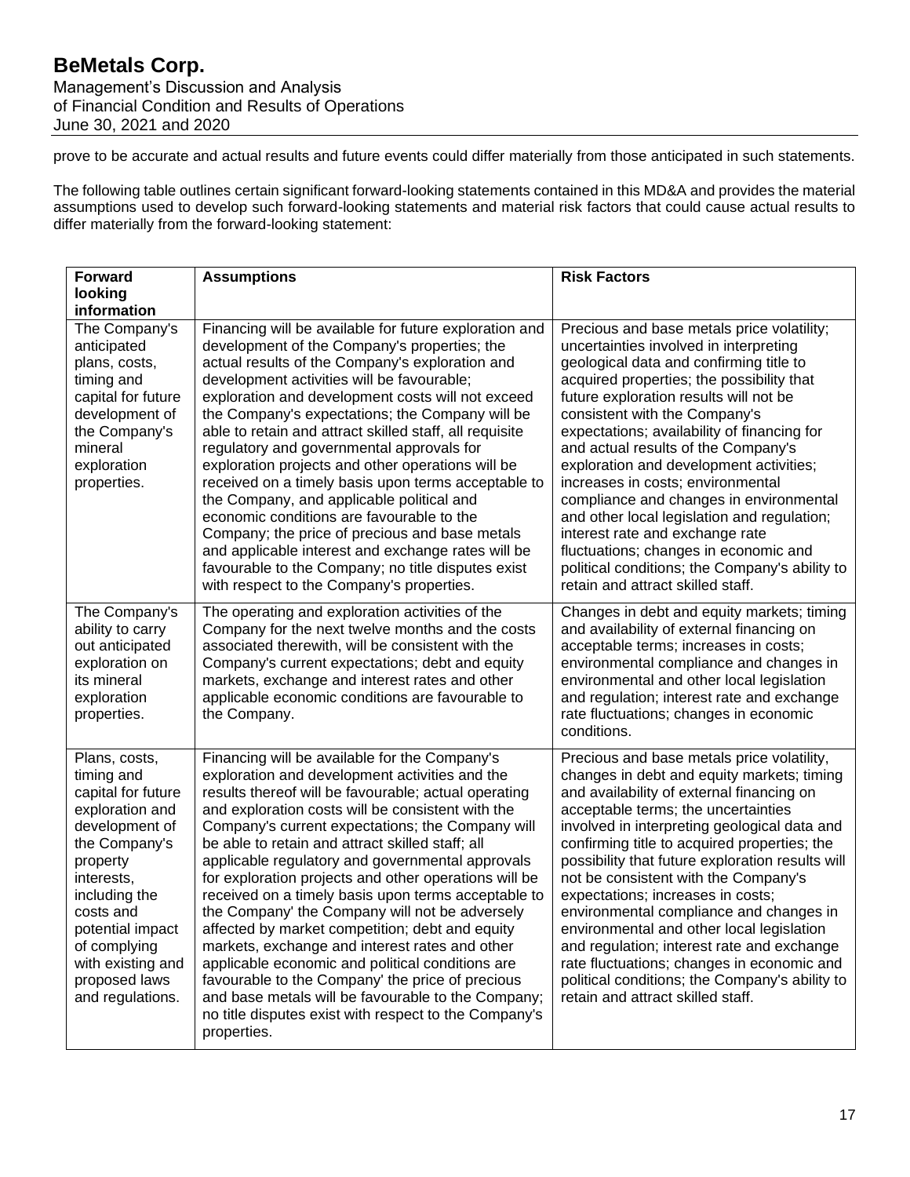prove to be accurate and actual results and future events could differ materially from those anticipated in such statements.

The following table outlines certain significant forward-looking statements contained in this MD&A and provides the material assumptions used to develop such forward-looking statements and material risk factors that could cause actual results to differ materially from the forward-looking statement:

| Forward looking information | Assumptions | Risk Factors |
|---|---|---|
| The Company's anticipated plans, costs, timing and capital for future development of the Company's mineral exploration properties. | Financing will be available for future exploration and development of the Company's properties; the actual results of the Company's exploration and development activities will be favourable; exploration and development costs will not exceed the Company's expectations; the Company will be able to retain and attract skilled staff, all requisite regulatory and governmental approvals for exploration projects and other operations will be received on a timely basis upon terms acceptable to the Company, and applicable political and economic conditions are favourable to the Company; the price of precious and base metals and applicable interest and exchange rates will be favourable to the Company; no title disputes exist with respect to the Company's properties. | Precious and base metals price volatility; uncertainties involved in interpreting geological data and confirming title to acquired properties; the possibility that future exploration results will not be consistent with the Company's expectations; availability of financing for and actual results of the Company's exploration and development activities; increases in costs; environmental compliance and changes in environmental and other local legislation and regulation; interest rate and exchange rate fluctuations; changes in economic and political conditions; the Company's ability to retain and attract skilled staff. |
| The Company's ability to carry out anticipated exploration on its mineral exploration properties. | The operating and exploration activities of the Company for the next twelve months and the costs associated therewith, will be consistent with the Company's current expectations; debt and equity markets, exchange and interest rates and other applicable economic conditions are favourable to the Company. | Changes in debt and equity markets; timing and availability of external financing on acceptable terms; increases in costs; environmental compliance and changes in environmental and other local legislation and regulation; interest rate and exchange rate fluctuations; changes in economic conditions. |
| Plans, costs, timing and capital for future exploration and development of the Company's property interests, including the costs and potential impact of complying with existing and proposed laws and regulations. | Financing will be available for the Company's exploration and development activities and the results thereof will be favourable; actual operating and exploration costs will be consistent with the Company's current expectations; the Company will be able to retain and attract skilled staff; all applicable regulatory and governmental approvals for exploration projects and other operations will be received on a timely basis upon terms acceptable to the Company' the Company will not be adversely affected by market competition; debt and equity markets, exchange and interest rates and other applicable economic and political conditions are favourable to the Company' the price of precious and base metals will be favourable to the Company; no title disputes exist with respect to the Company's properties. | Precious and base metals price volatility, changes in debt and equity markets; timing and availability of external financing on acceptable terms; the uncertainties involved in interpreting geological data and confirming title to acquired properties; the possibility that future exploration results will not be consistent with the Company's expectations; increases in costs; environmental compliance and changes in environmental and other local legislation and regulation; interest rate and exchange rate fluctuations; changes in economic and political conditions; the Company's ability to retain and attract skilled staff. |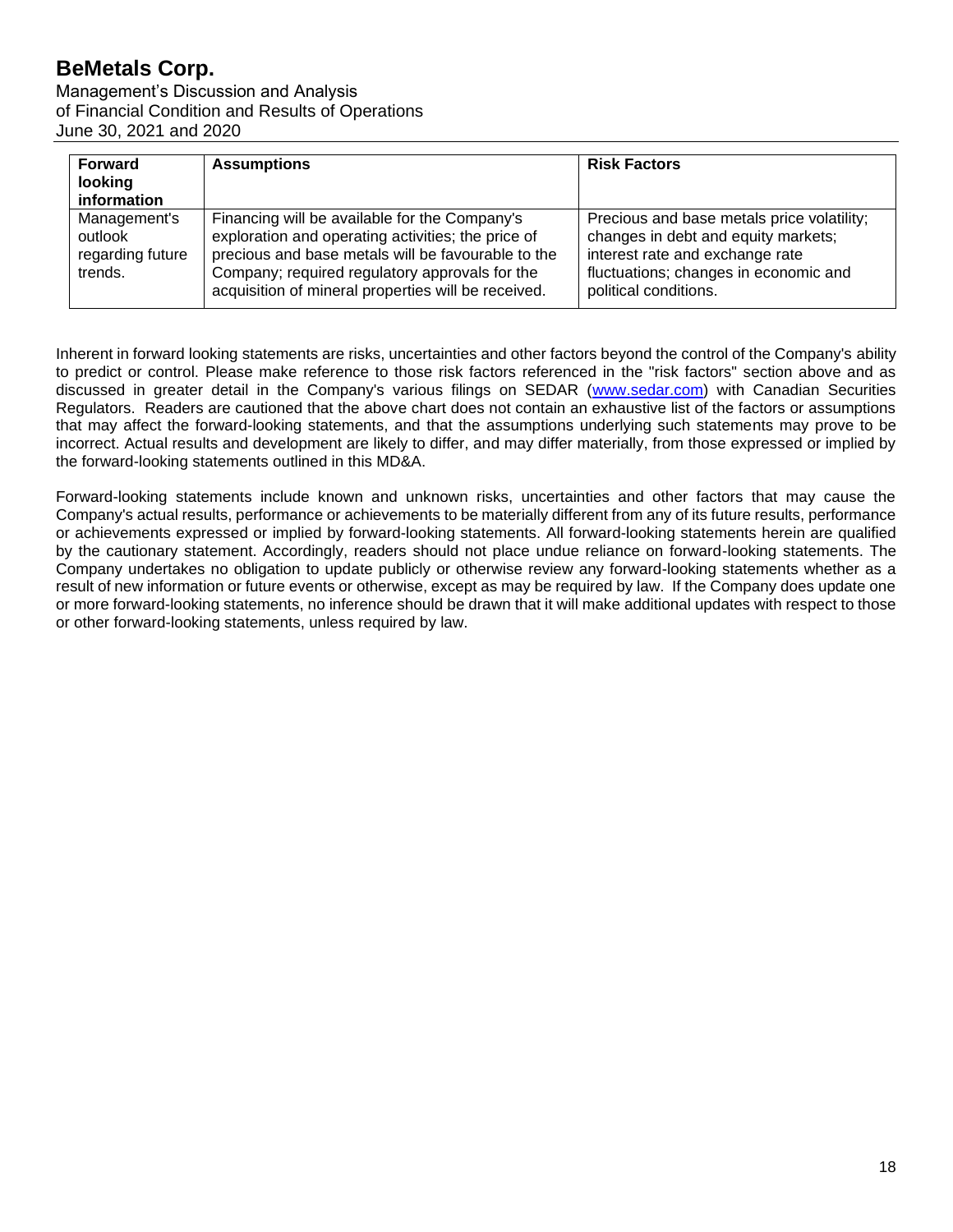| Forward looking information | Assumptions | Risk Factors |
|---|---|---|
| Management's outlook regarding future trends. | Financing will be available for the Company's exploration and operating activities; the price of precious and base metals will be favourable to the Company; required regulatory approvals for the acquisition of mineral properties will be received. | Precious and base metals price volatility; changes in debt and equity markets; interest rate and exchange rate fluctuations; changes in economic and political conditions. |

Inherent in forward looking statements are risks, uncertainties and other factors beyond the control of the Company's ability to predict or control. Please make reference to those risk factors referenced in the "risk factors" section above and as discussed in greater detail in the Company's various filings on SEDAR (www.sedar.com) with Canadian Securities Regulators. Readers are cautioned that the above chart does not contain an exhaustive list of the factors or assumptions that may affect the forward-looking statements, and that the assumptions underlying such statements may prove to be incorrect. Actual results and development are likely to differ, and may differ materially, from those expressed or implied by the forward-looking statements outlined in this MD&A.

Forward-looking statements include known and unknown risks, uncertainties and other factors that may cause the Company's actual results, performance or achievements to be materially different from any of its future results, performance or achievements expressed or implied by forward-looking statements. All forward-looking statements herein are qualified by the cautionary statement. Accordingly, readers should not place undue reliance on forward-looking statements. The Company undertakes no obligation to update publicly or otherwise review any forward-looking statements whether as a result of new information or future events or otherwise, except as may be required by law. If the Company does update one or more forward-looking statements, no inference should be drawn that it will make additional updates with respect to those or other forward-looking statements, unless required by law.